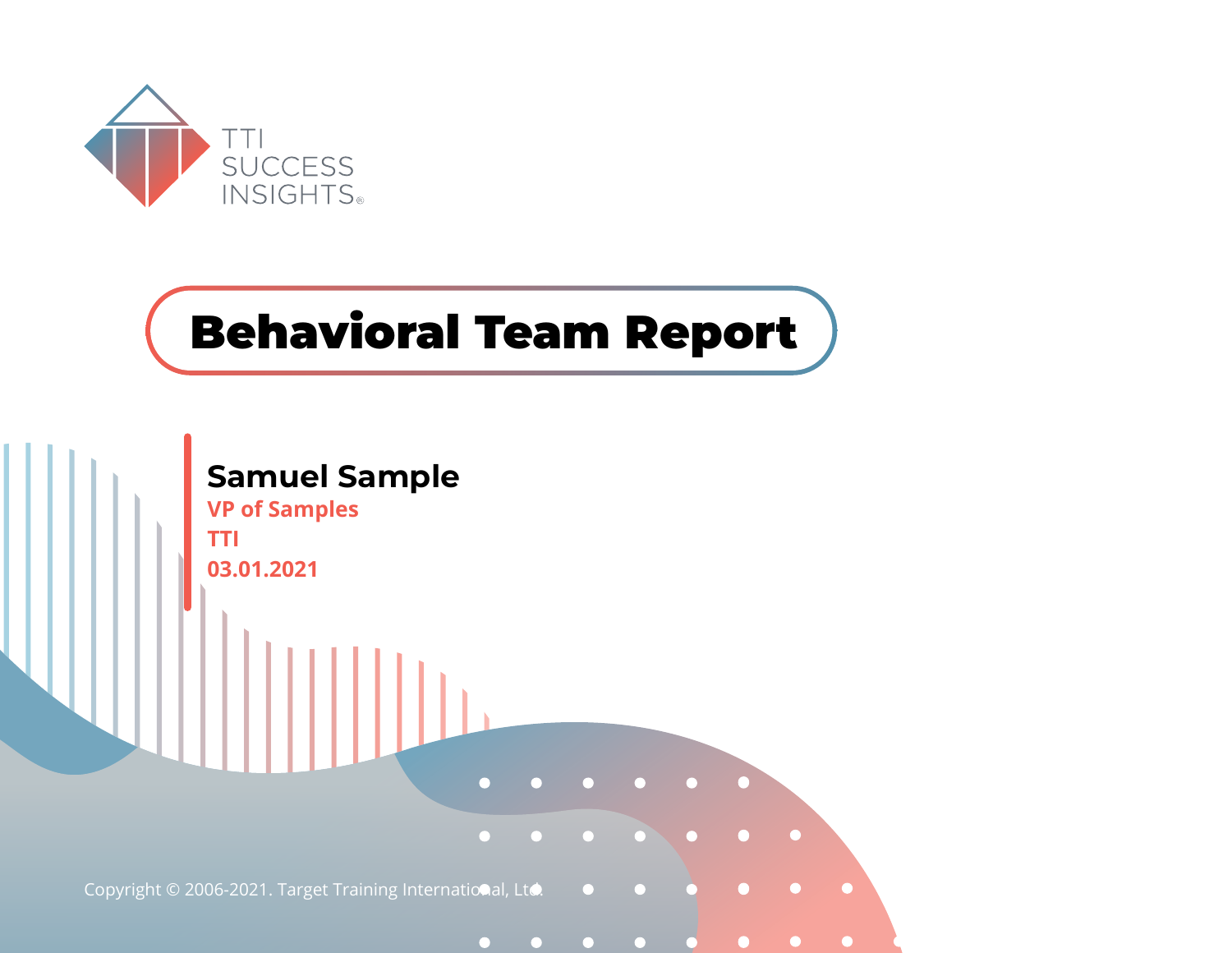TTI SUCCESS INSIGHTS®

# Behavioral Team Report

**Samuel Sample**

**VP of Samples**

**TTI**

**03.01.2021**

Copyright © 2006-2021. Target Training International, Ltd.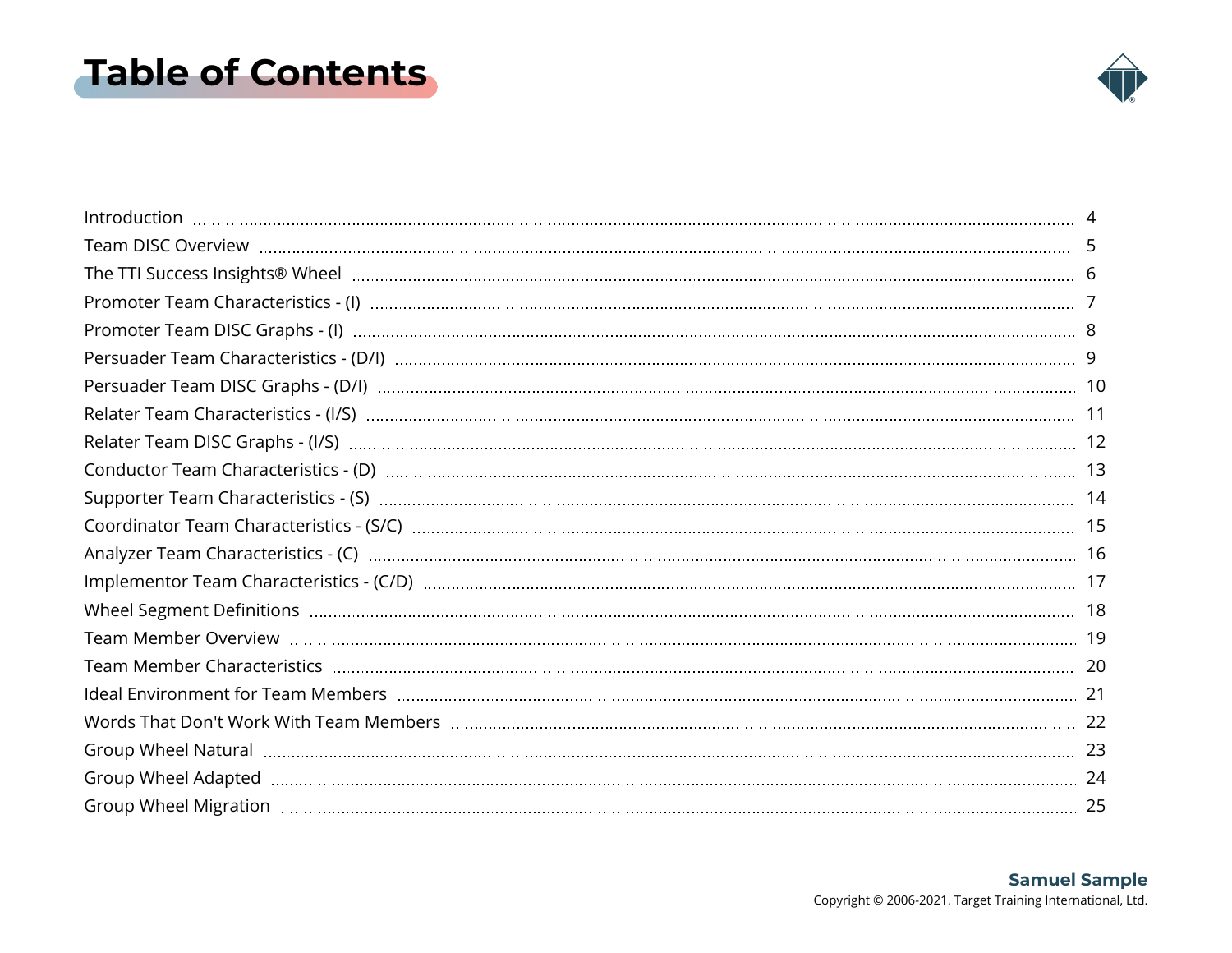# Table of Contents

| | |
|---|---|
| Introduction | 4 |
| Team DISC Overview | 5 |
| The TTI Success Insights® Wheel | 6 |
| Promoter Team Characteristics - (I) | 7 |
| Promoter Team DISC Graphs - (I) | 8 |
| Persuader Team Characteristics - (D/I) | 9 |
| Persuader Team DISC Graphs - (D/I) | 10 |
| Relater Team Characteristics - (I/S) | 11 |
| Relater Team DISC Graphs - (I/S) | 12 |
| Conductor Team Characteristics - (D) | 13 |
| Supporter Team Characteristics - (S) | 14 |
| Coordinator Team Characteristics - (S/C) | 15 |
| Analyzer Team Characteristics - (C) | 16 |
| Implementor Team Characteristics - (C/D) | 17 |
| Wheel Segment Definitions | 18 |
| Team Member Overview | 19 |
| Team Member Characteristics | 20 |
| Ideal Environment for Team Members | 21 |
| Words That Don't Work With Team Members | 22 |
| Group Wheel Natural | 23 |
| Group Wheel Adapted | 24 |
| Group Wheel Migration | 25 |

**Samuel Sample**
Copyright © 2006-2021. Target Training International, Ltd.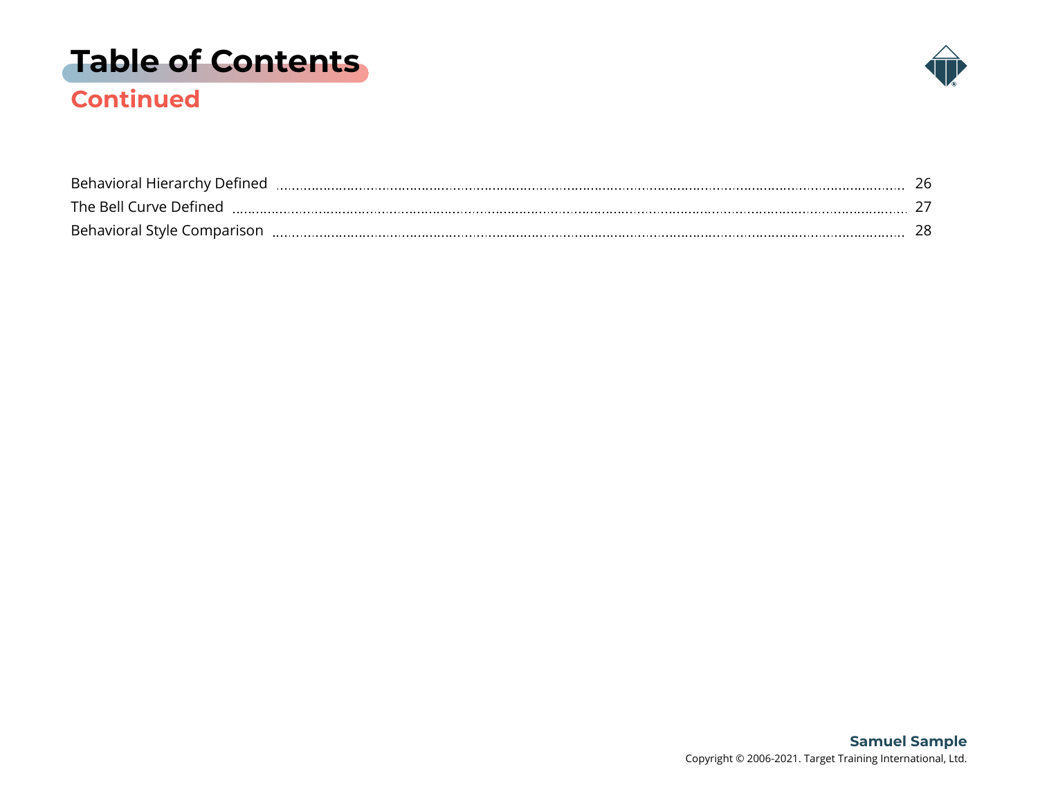# Table of Contents
## Continued

| | |
|---|---|
| Behavioral Hierarchy Defined | 26 |
| The Bell Curve Defined | 27 |
| Behavioral Style Comparison | 28 |

**Samuel Sample**
Copyright © 2006-2021. Target Training International, Ltd.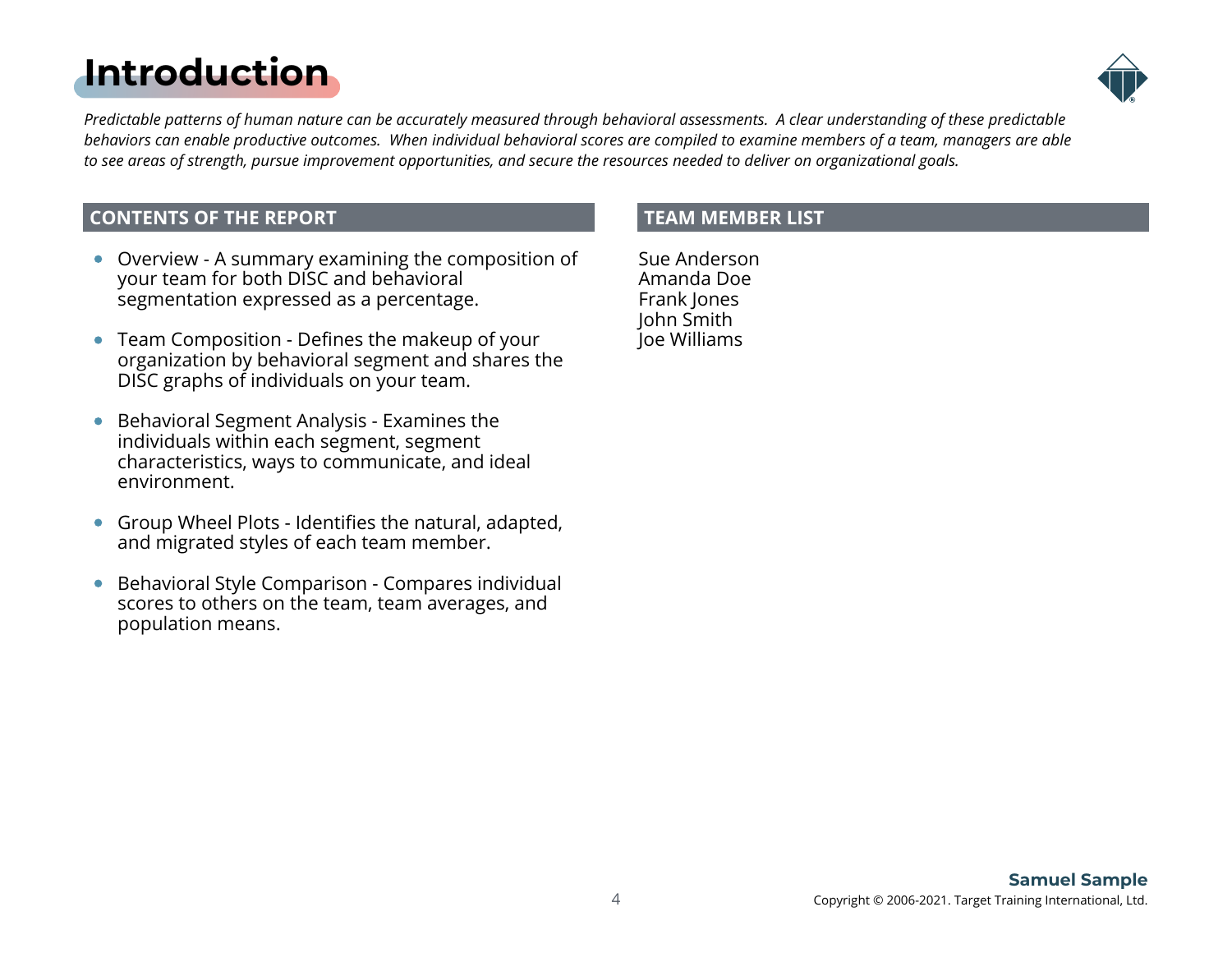# Introduction

*Predictable patterns of human nature can be accurately measured through behavioral assessments. A clear understanding of these predictable behaviors can enable productive outcomes. When individual behavioral scores are compiled to examine members of a team, managers are able to see areas of strength, pursue improvement opportunities, and secure the resources needed to deliver on organizational goals.*

## CONTENTS OF THE REPORT

- Overview - A summary examining the composition of your team for both DISC and behavioral segmentation expressed as a percentage.
- Team Composition - Defines the makeup of your organization by behavioral segment and shares the DISC graphs of individuals on your team.
- Behavioral Segment Analysis - Examines the individuals within each segment, segment characteristics, ways to communicate, and ideal environment.
- Group Wheel Plots - Identifies the natural, adapted, and migrated styles of each team member.
- Behavioral Style Comparison - Compares individual scores to others on the team, team averages, and population means.

## TEAM MEMBER LIST

Sue Anderson
Amanda Doe
Frank Jones
John Smith
Joe Williams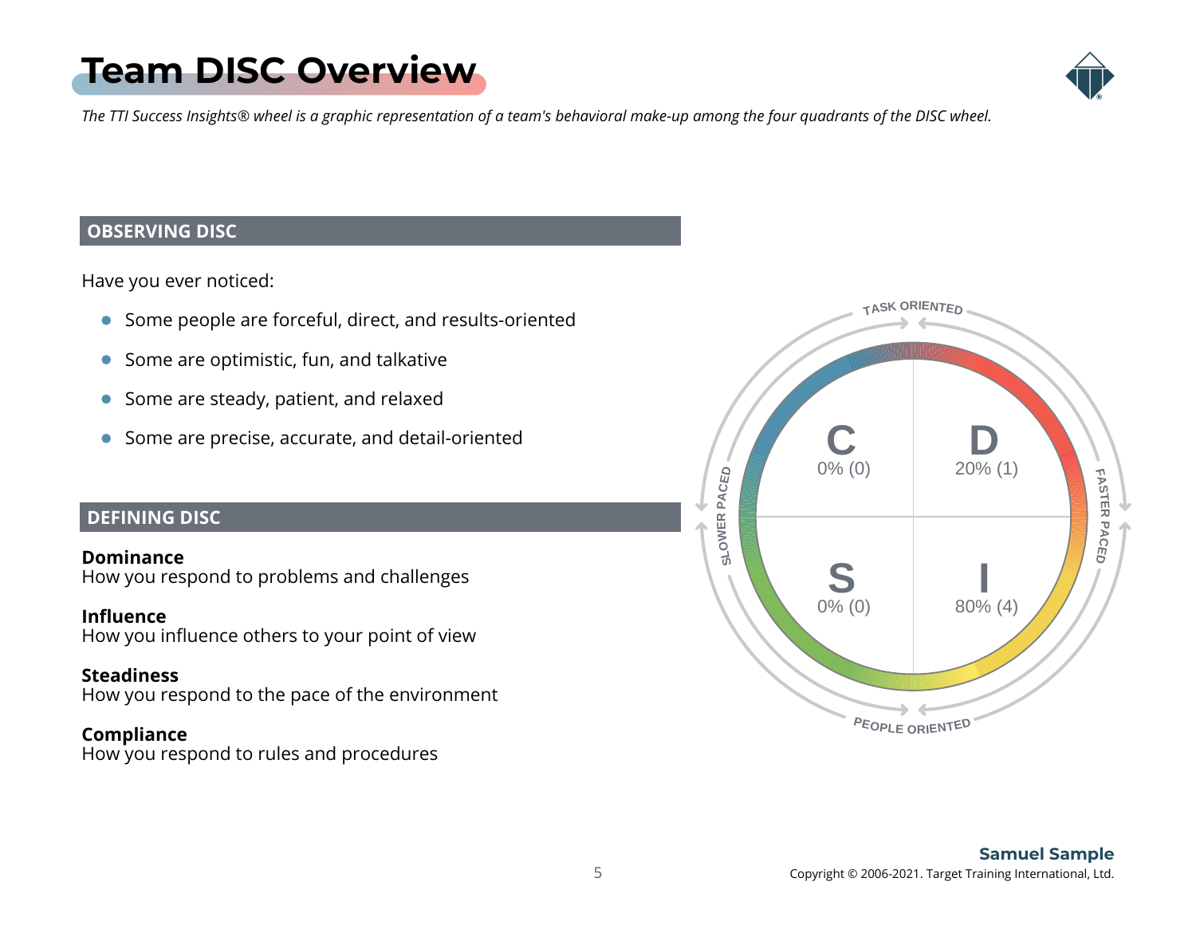# Team DISC Overview

*The TTI Success Insights® wheel is a graphic representation of a team's behavioral make-up among the four quadrants of the DISC wheel.*

## OBSERVING DISC

Have you ever noticed:

- Some people are forceful, direct, and results-oriented
- Some are optimistic, fun, and talkative
- Some are steady, patient, and relaxed
- Some are precise, accurate, and detail-oriented

## DEFINING DISC

**Dominance**
How you respond to problems and challenges

**Influence**
How you influence others to your point of view

**Steadiness**
How you respond to the pace of the environment

**Compliance**
How you respond to rules and procedures

TASK ORIENTED

| C | D |
|---|---|
| 0% (0) | 20% (1) |
| **S** | **I** |
| 0% (0) | 80% (4) |

SLOWER PACED — FASTER PACED

PEOPLE ORIENTED

**Samuel Sample**
Copyright © 2006-2021. Target Training International, Ltd.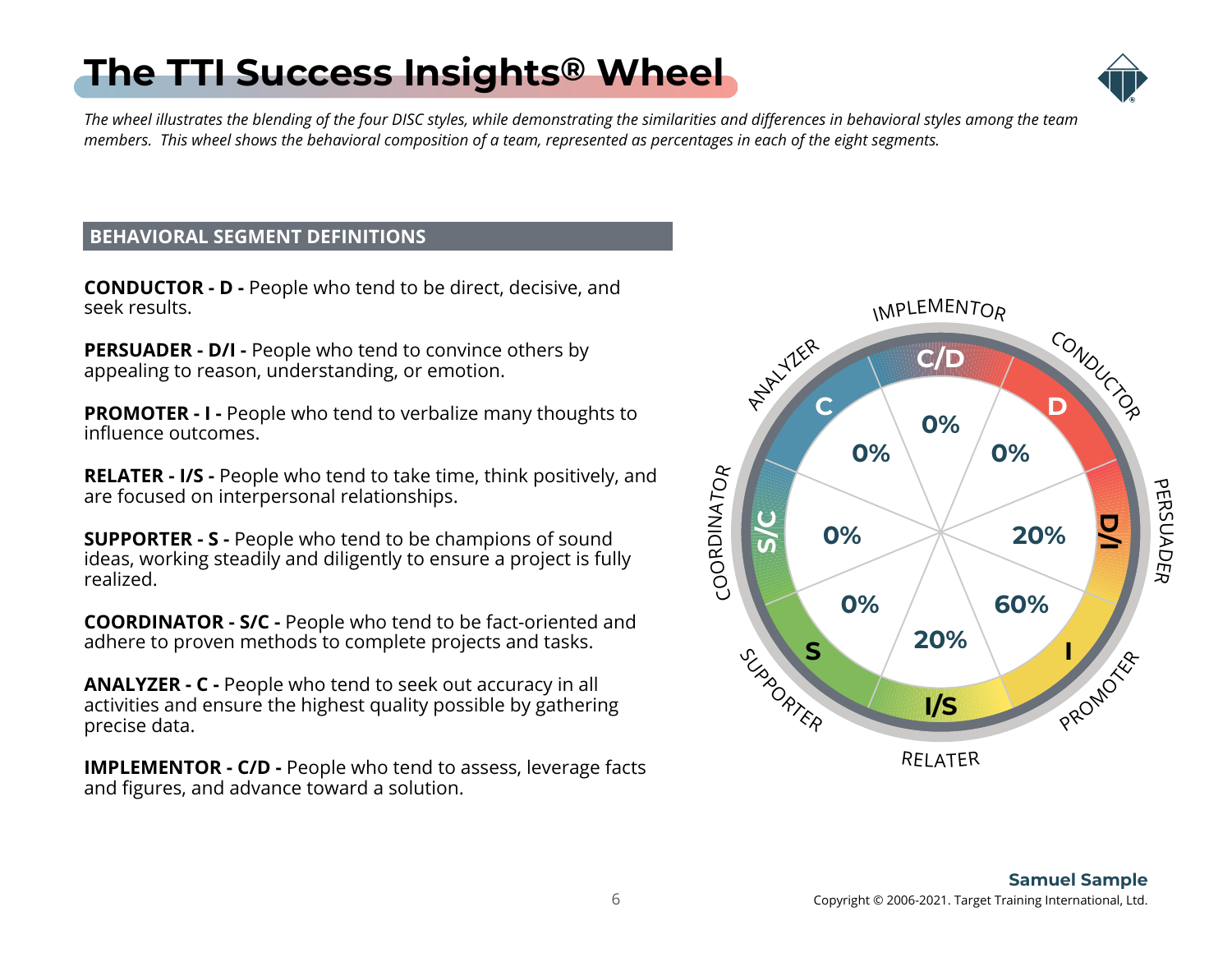# The TTI Success Insights® Wheel

*The wheel illustrates the blending of the four DISC styles, while demonstrating the similarities and differences in behavioral styles among the team members. This wheel shows the behavioral composition of a team, represented as percentages in each of the eight segments.*

## BEHAVIORAL SEGMENT DEFINITIONS

**CONDUCTOR - D -** People who tend to be direct, decisive, and seek results.

**PERSUADER - D/I -** People who tend to convince others by appealing to reason, understanding, or emotion.

**PROMOTER - I -** People who tend to verbalize many thoughts to influence outcomes.

**RELATER - I/S -** People who tend to take time, think positively, and are focused on interpersonal relationships.

**SUPPORTER - S -** People who tend to be champions of sound ideas, working steadily and diligently to ensure a project is fully realized.

**COORDINATOR - S/C -** People who tend to be fact-oriented and adhere to proven methods to complete projects and tasks.

**ANALYZER - C -** People who tend to seek out accuracy in all activities and ensure the highest quality possible by gathering precise data.

**IMPLEMENTOR - C/D -** People who tend to assess, leverage facts and figures, and advance toward a solution.

| Segment | Style | Percentage |
| --- | --- | --- |
| IMPLEMENTOR | C/D | 0% |
| CONDUCTOR | D | 0% |
| PERSUADER | D/I | 20% |
| PROMOTER | I | 60% |
| RELATER | I/S | 20% |
| SUPPORTER | S | 0% |
| COORDINATOR | S/C | 0% |
| ANALYZER | C | 0% |

**Samuel Sample**

Copyright © 2006-2021. Target Training International, Ltd.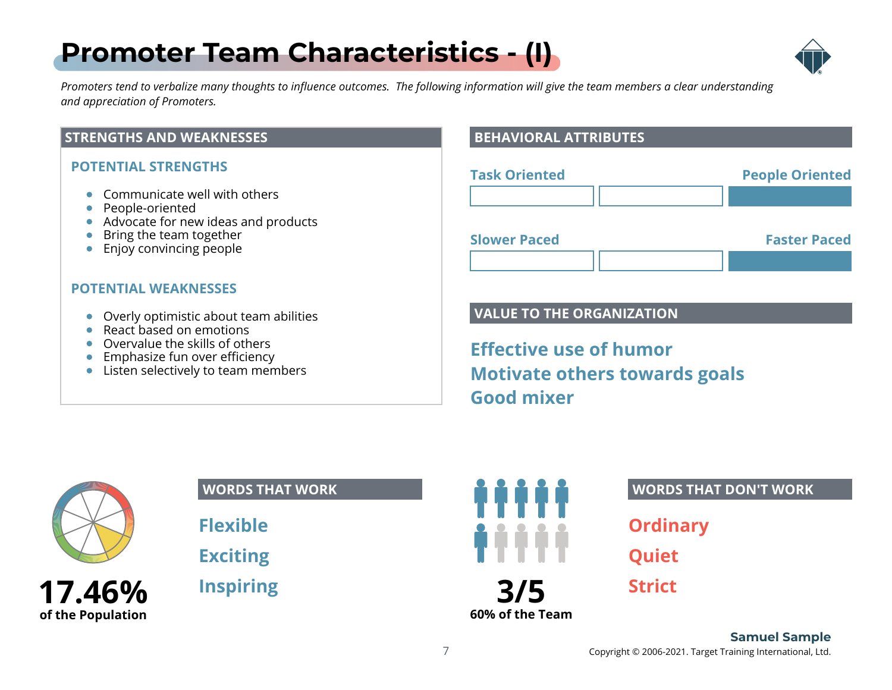# Promoter Team Characteristics - (I)

*Promoters tend to verbalize many thoughts to influence outcomes. The following information will give the team members a clear understanding and appreciation of Promoters.*

## STRENGTHS AND WEAKNESSES

### POTENTIAL STRENGTHS

- Communicate well with others
- People-oriented
- Advocate for new ideas and products
- Bring the team together
- Enjoy convincing people

### POTENTIAL WEAKNESSES

- Overly optimistic about team abilities
- React based on emotions
- Overvalue the skills of others
- Emphasize fun over efficiency
- Listen selectively to team members

## BEHAVIORAL ATTRIBUTES

Task Oriented — People Oriented

Slower Paced — Faster Paced

## VALUE TO THE ORGANIZATION

**Effective use of humor**
**Motivate others towards goals**
**Good mixer**

**17.46%**
**of the Population**

## WORDS THAT WORK

**Flexible**
**Exciting**
**Inspiring**

**3/5**
**60% of the Team**

## WORDS THAT DON'T WORK

**Ordinary**
**Quiet**
**Strict**

**Samuel Sample**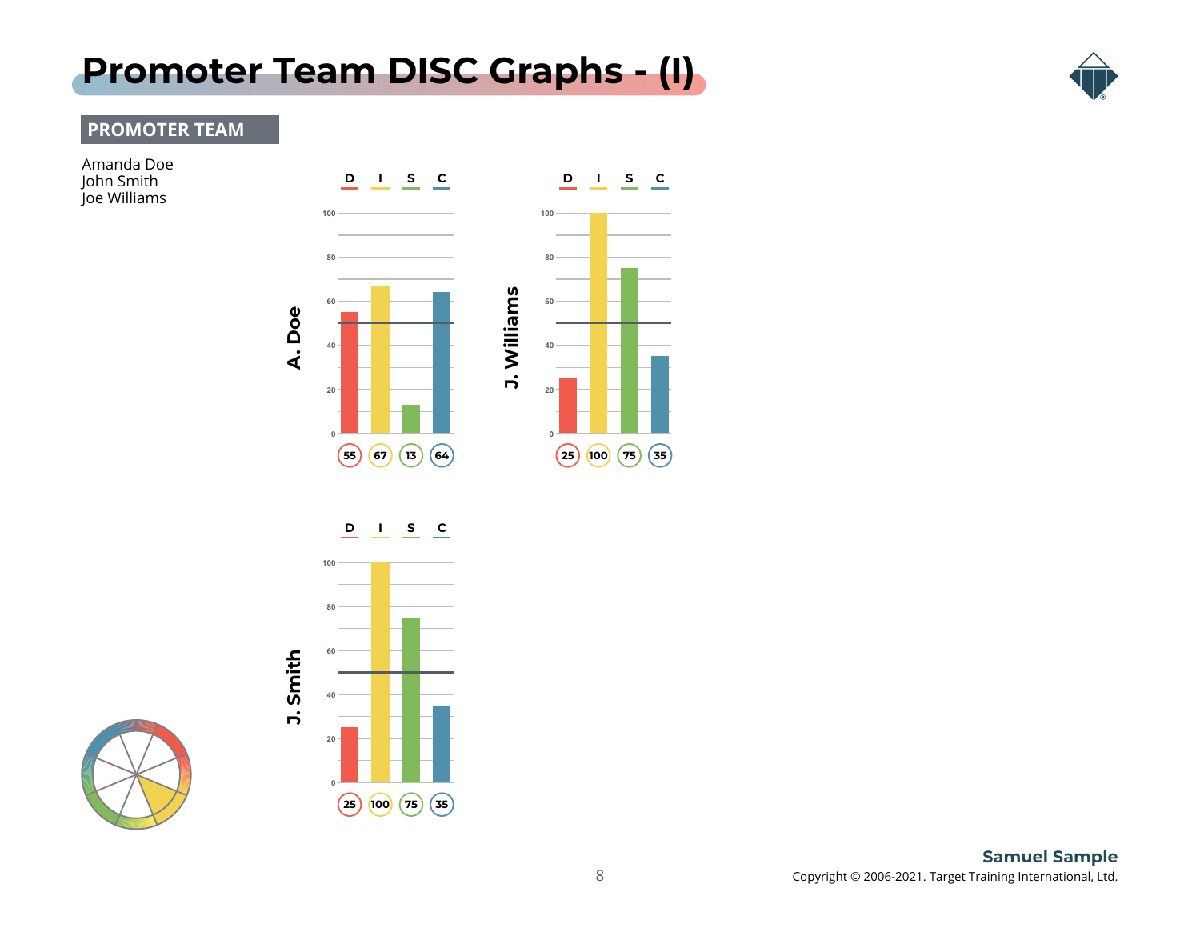# Promoter Team DISC Graphs - (I)

## PROMOTER TEAM

Amanda Doe
John Smith
Joe Williams

| | D | I | S | C |
|---|---|---|---|---|
| A. Doe | 55 | 67 | 13 | 64 |
| J. Williams | 25 | 100 | 75 | 35 |
| J. Smith | 25 | 100 | 75 | 35 |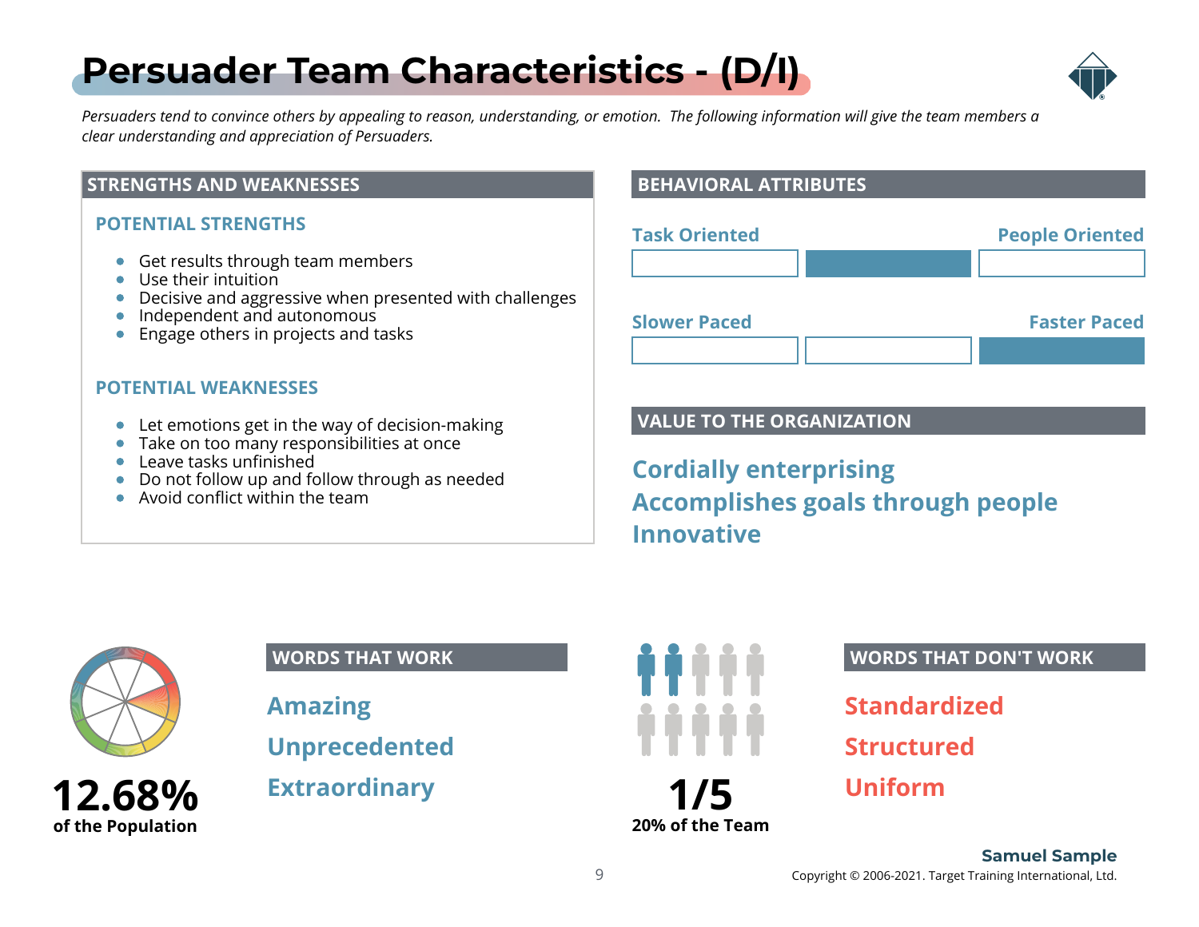# Persuader Team Characteristics - (D/I)

*Persuaders tend to convince others by appealing to reason, understanding, or emotion. The following information will give the team members a clear understanding and appreciation of Persuaders.*

## STRENGTHS AND WEAKNESSES

### POTENTIAL STRENGTHS

- Get results through team members
- Use their intuition
- Decisive and aggressive when presented with challenges
- Independent and autonomous
- Engage others in projects and tasks

### POTENTIAL WEAKNESSES

- Let emotions get in the way of decision-making
- Take on too many responsibilities at once
- Leave tasks unfinished
- Do not follow up and follow through as needed
- Avoid conflict within the team

## BEHAVIORAL ATTRIBUTES

Task Oriented — People Oriented

Slower Paced — Faster Paced

## VALUE TO THE ORGANIZATION

**Cordially enterprising**
**Accomplishes goals through people**
**Innovative**

**12.68%**
**of the Population**

## WORDS THAT WORK

**Amazing**
**Unprecedented**
**Extraordinary**

**1/5**
**20% of the Team**

## WORDS THAT DON'T WORK

**Standardized**
**Structured**
**Uniform**

**Samuel Sample**
Copyright © 2006-2021. Target Training International, Ltd.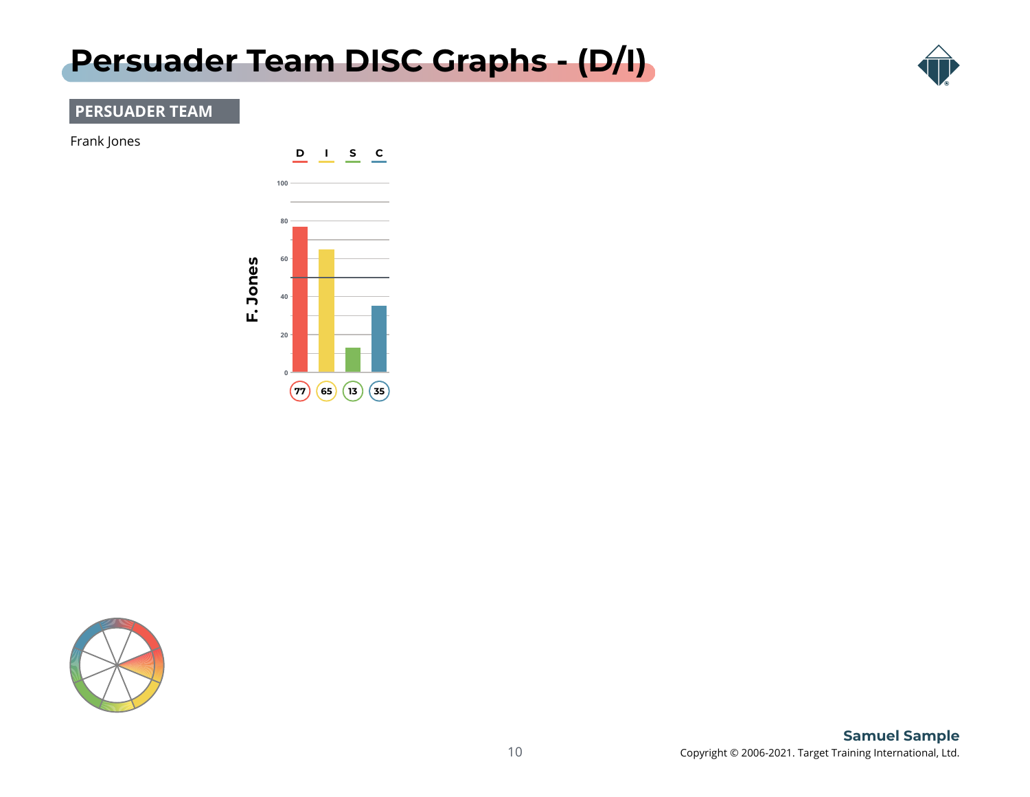# Persuader Team DISC Graphs - (D/I)

**PERSUADER TEAM**

Frank Jones

**F. Jones**

| D | I | S | C |
|---|---|---|---|
| 77 | 65 | 13 | 35 |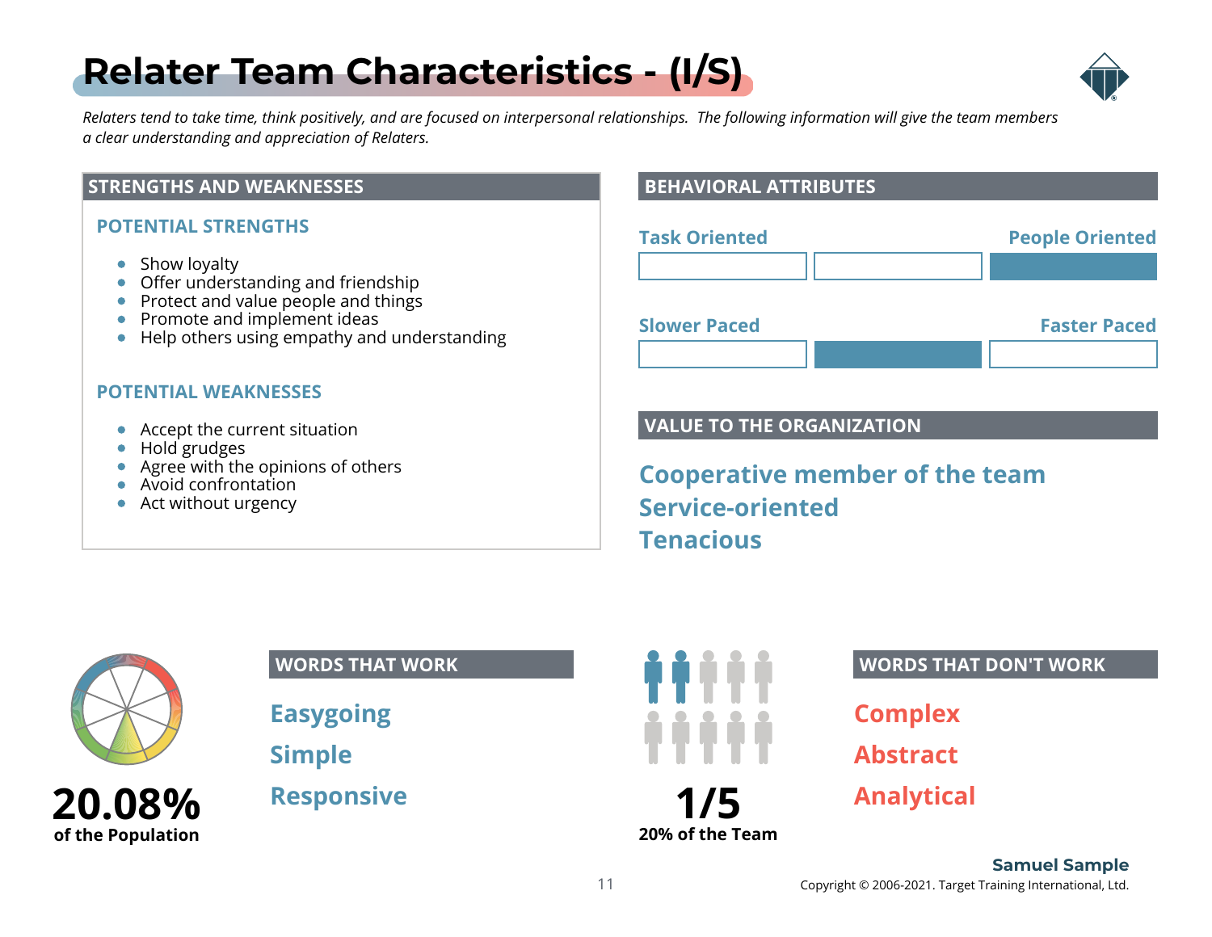# Relater Team Characteristics - (I/S)

*Relaters tend to take time, think positively, and are focused on interpersonal relationships. The following information will give the team members a clear understanding and appreciation of Relaters.*

## STRENGTHS AND WEAKNESSES

### POTENTIAL STRENGTHS

- Show loyalty
- Offer understanding and friendship
- Protect and value people and things
- Promote and implement ideas
- Help others using empathy and understanding

### POTENTIAL WEAKNESSES

- Accept the current situation
- Hold grudges
- Agree with the opinions of others
- Avoid confrontation
- Act without urgency

## BEHAVIORAL ATTRIBUTES

Task Oriented — People Oriented

Slower Paced — Faster Paced

## VALUE TO THE ORGANIZATION

**Cooperative member of the team**

**Service-oriented**

**Tenacious**

**20.08%**
**of the Population**

## WORDS THAT WORK

**Easygoing**

**Simple**

**Responsive**

**1/5**
**20% of the Team**

## WORDS THAT DON'T WORK

**Complex**

**Abstract**

**Analytical**

**Samuel Sample**

Copyright © 2006-2021. Target Training International, Ltd.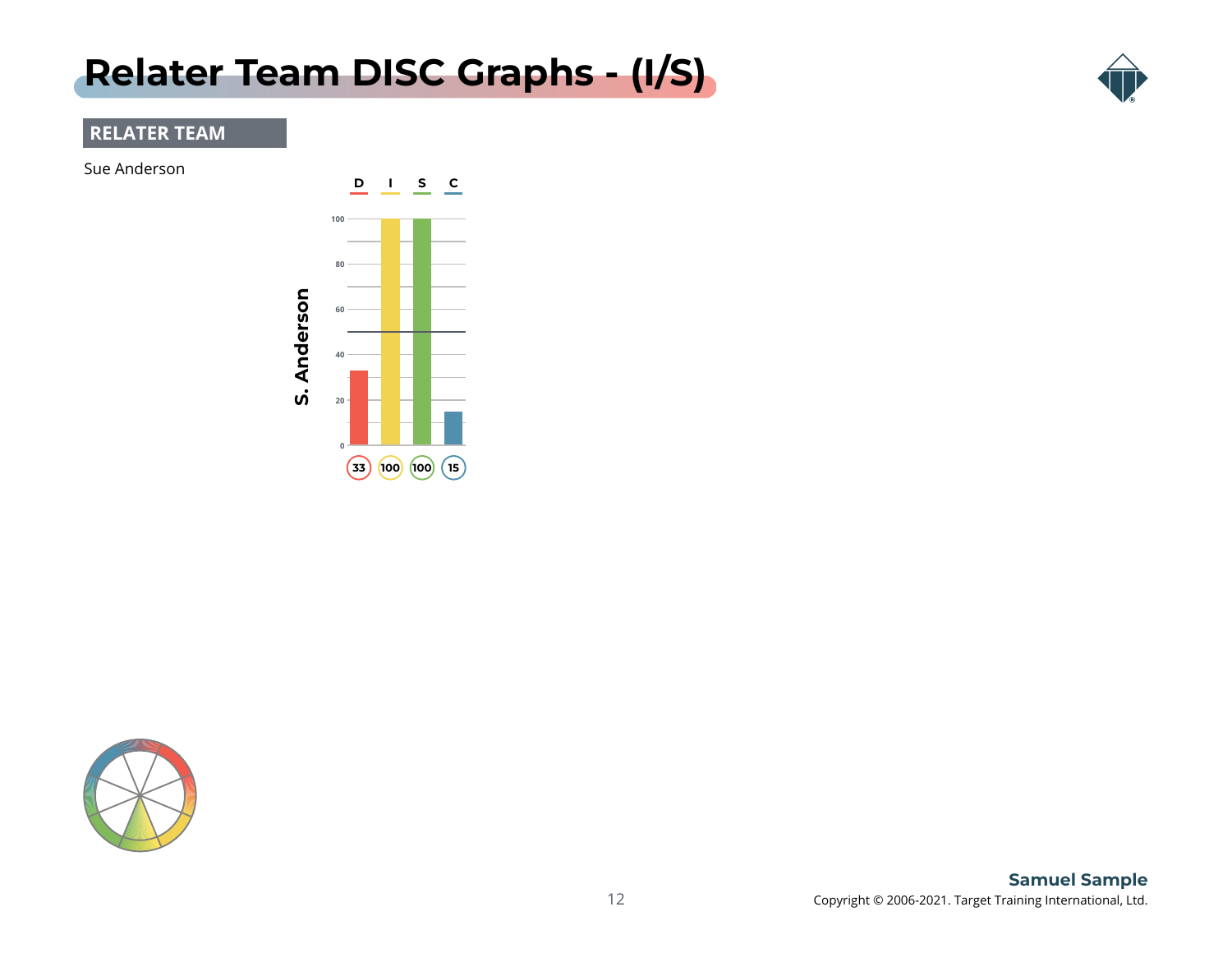# Relater Team DISC Graphs - (I/S)

## RELATER TEAM

Sue Anderson

S. Anderson

| D | I | S | C |
|---|---|---|---|
| 33 | 100 | 100 | 15 |

Samuel Sample

Copyright © 2006-2021. Target Training International, Ltd.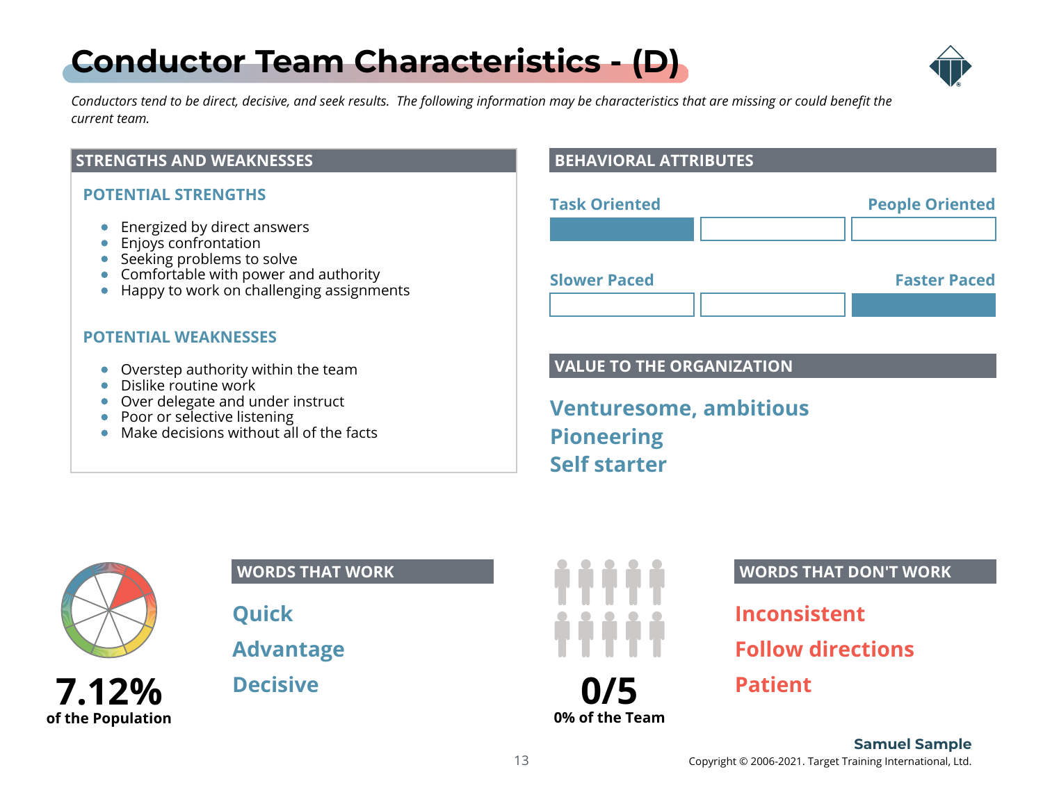# Conductor Team Characteristics - (D)

*Conductors tend to be direct, decisive, and seek results. The following information may be characteristics that are missing or could benefit the current team.*

## STRENGTHS AND WEAKNESSES

### POTENTIAL STRENGTHS

- Energized by direct answers
- Enjoys confrontation
- Seeking problems to solve
- Comfortable with power and authority
- Happy to work on challenging assignments

### POTENTIAL WEAKNESSES

- Overstep authority within the team
- Dislike routine work
- Over delegate and under instruct
- Poor or selective listening
- Make decisions without all of the facts

## BEHAVIORAL ATTRIBUTES

Task Oriented — People Oriented

Slower Paced — Faster Paced

## VALUE TO THE ORGANIZATION

**Venturesome, ambitious**

**Pioneering**

**Self starter**

**7.12%**
**of the Population**

## WORDS THAT WORK

**Quick**

**Advantage**

**Decisive**

**0/5**
**0% of the Team**

## WORDS THAT DON'T WORK

**Inconsistent**

**Follow directions**

**Patient**

**Samuel Sample**

Copyright © 2006-2021. Target Training International, Ltd.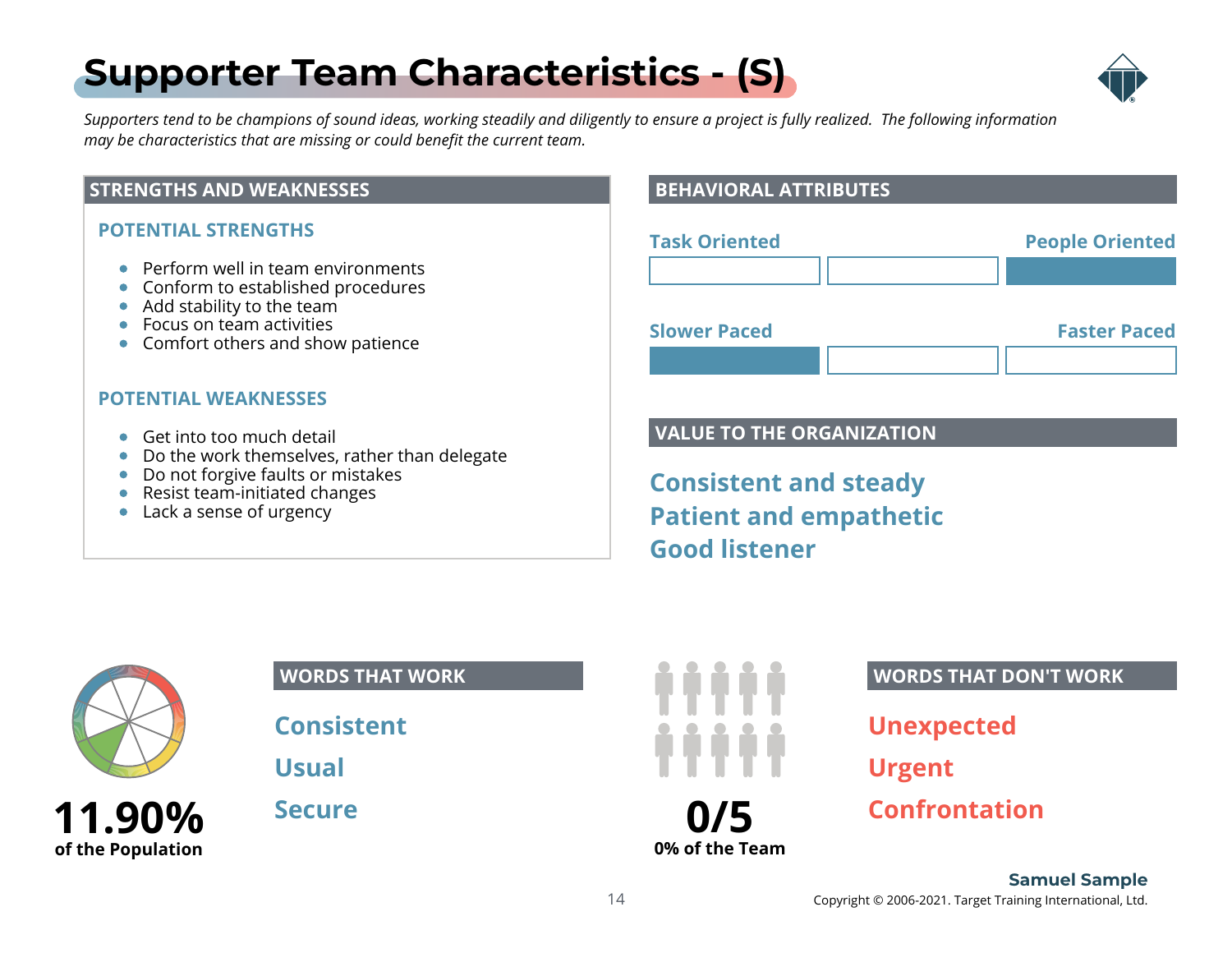# Supporter Team Characteristics - (S)

*Supporters tend to be champions of sound ideas, working steadily and diligently to ensure a project is fully realized. The following information may be characteristics that are missing or could benefit the current team.*

## STRENGTHS AND WEAKNESSES

### POTENTIAL STRENGTHS

- Perform well in team environments
- Conform to established procedures
- Add stability to the team
- Focus on team activities
- Comfort others and show patience

### POTENTIAL WEAKNESSES

- Get into too much detail
- Do the work themselves, rather than delegate
- Do not forgive faults or mistakes
- Resist team-initiated changes
- Lack a sense of urgency

## BEHAVIORAL ATTRIBUTES

Task Oriented — People Oriented

Slower Paced — Faster Paced

## VALUE TO THE ORGANIZATION

**Consistent and steady**
**Patient and empathetic**
**Good listener**

**11.90%**
**of the Population**

## WORDS THAT WORK

**Consistent**
**Usual**
**Secure**

**0/5**
**0% of the Team**

## WORDS THAT DON'T WORK

**Unexpected**
**Urgent**
**Confrontation**

**Samuel Sample**
Copyright © 2006-2021. Target Training International, Ltd.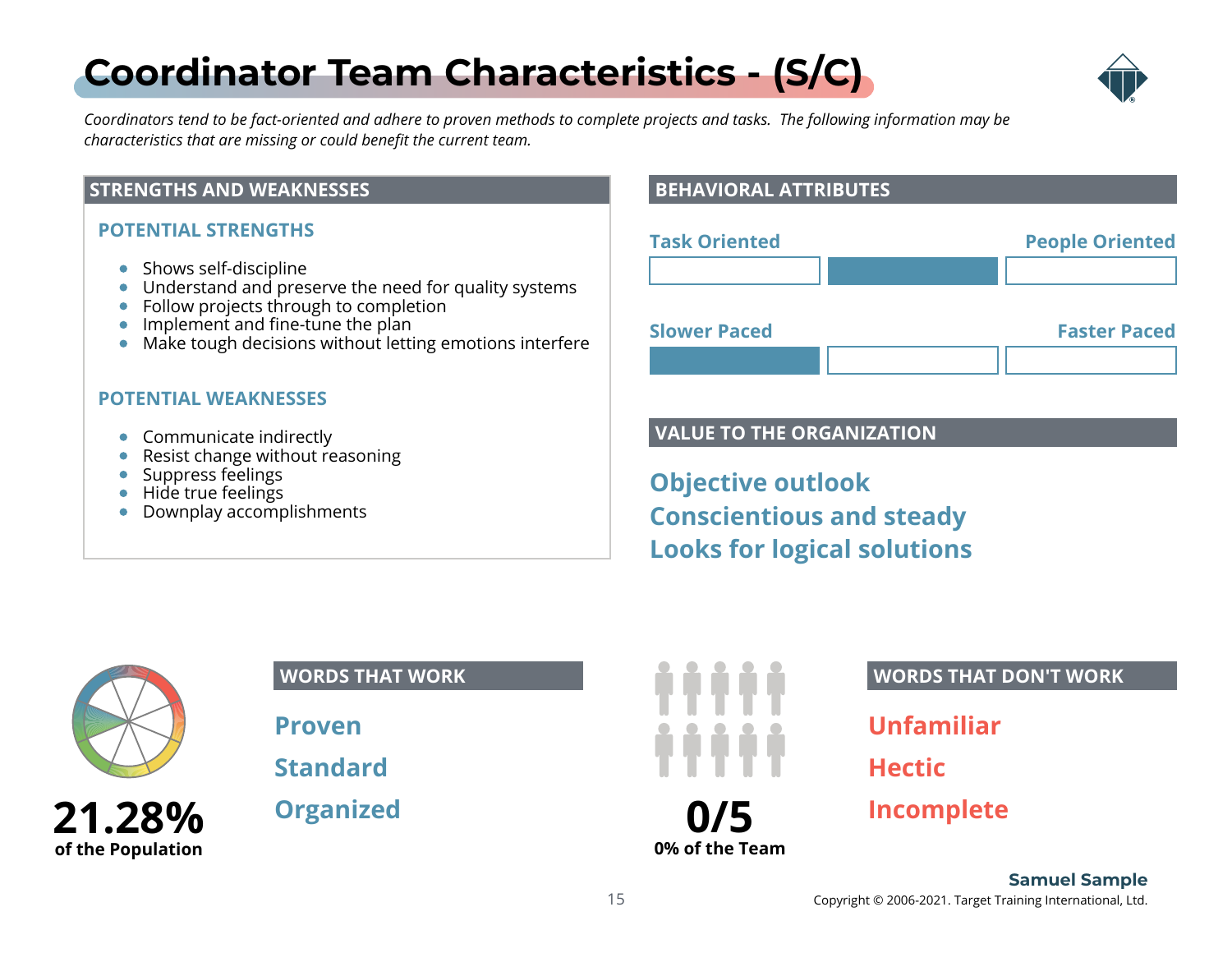# Coordinator Team Characteristics - (S/C)

*Coordinators tend to be fact-oriented and adhere to proven methods to complete projects and tasks. The following information may be characteristics that are missing or could benefit the current team.*

## STRENGTHS AND WEAKNESSES

### POTENTIAL STRENGTHS

- Shows self-discipline
- Understand and preserve the need for quality systems
- Follow projects through to completion
- Implement and fine-tune the plan
- Make tough decisions without letting emotions interfere

### POTENTIAL WEAKNESSES

- Communicate indirectly
- Resist change without reasoning
- Suppress feelings
- Hide true feelings
- Downplay accomplishments

## BEHAVIORAL ATTRIBUTES

Task Oriented — People Oriented

Slower Paced — Faster Paced

## VALUE TO THE ORGANIZATION

**Objective outlook**

**Conscientious and steady**

**Looks for logical solutions**

**21.28%**
**of the Population**

## WORDS THAT WORK

**Proven**

**Standard**

**Organized**

**0/5**
**0% of the Team**

## WORDS THAT DON'T WORK

**Unfamiliar**

**Hectic**

**Incomplete**

**Samuel Sample**

Copyright © 2006-2021. Target Training International, Ltd.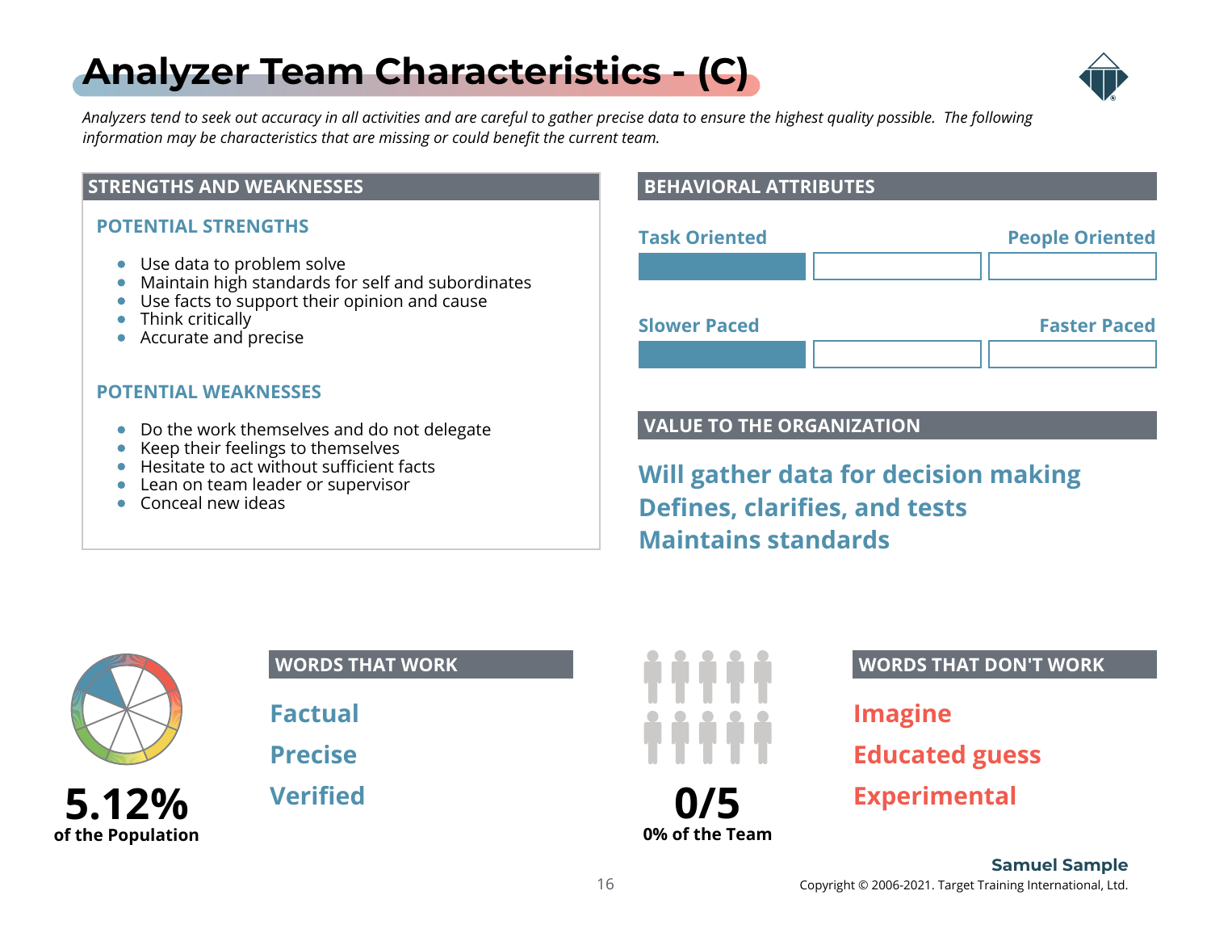# Analyzer Team Characteristics - (C)

*Analyzers tend to seek out accuracy in all activities and are careful to gather precise data to ensure the highest quality possible. The following information may be characteristics that are missing or could benefit the current team.*

## STRENGTHS AND WEAKNESSES

### POTENTIAL STRENGTHS

- Use data to problem solve
- Maintain high standards for self and subordinates
- Use facts to support their opinion and cause
- Think critically
- Accurate and precise

### POTENTIAL WEAKNESSES

- Do the work themselves and do not delegate
- Keep their feelings to themselves
- Hesitate to act without sufficient facts
- Lean on team leader or supervisor
- Conceal new ideas

## BEHAVIORAL ATTRIBUTES

Task Oriented — People Oriented

Slower Paced — Faster Paced

## VALUE TO THE ORGANIZATION

**Will gather data for decision making**
**Defines, clarifies, and tests**
**Maintains standards**

**5.12%**
**of the Population**

## WORDS THAT WORK

**Factual**
**Precise**
**Verified**

**0/5**
**0% of the Team**

## WORDS THAT DON'T WORK

**Imagine**
**Educated guess**
**Experimental**

**Samuel Sample**
Copyright © 2006-2021. Target Training International, Ltd.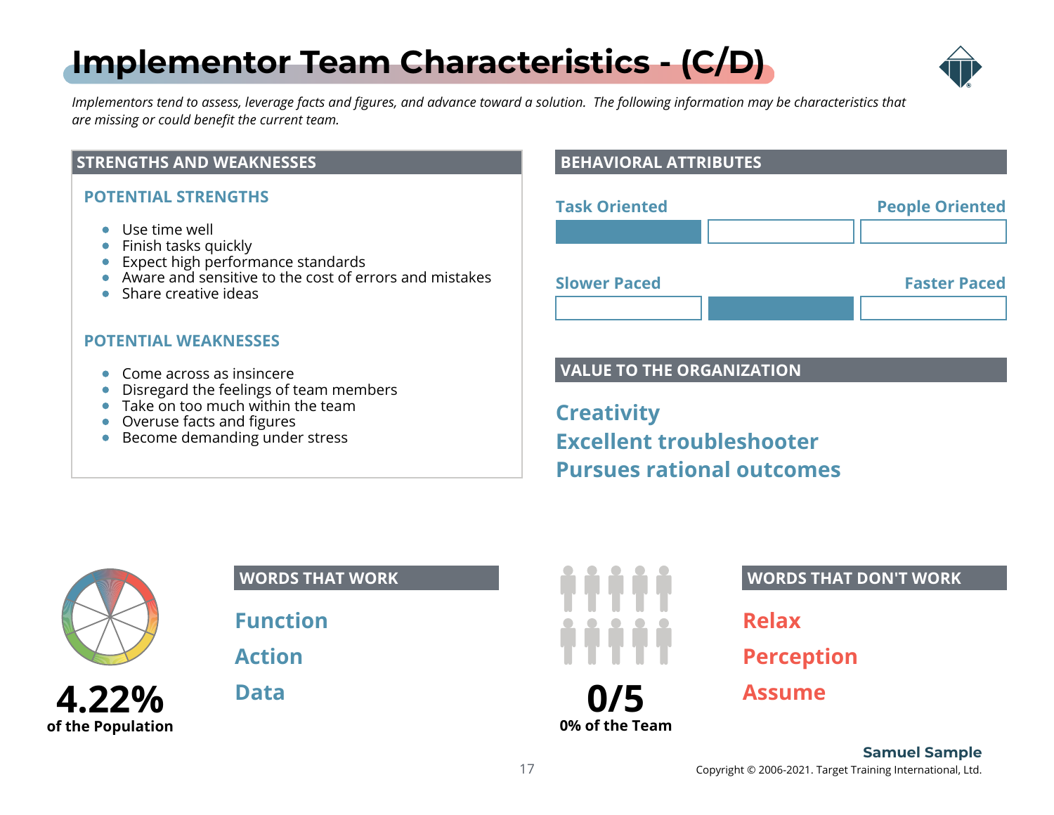# Implementor Team Characteristics - (C/D)

*Implementors tend to assess, leverage facts and figures, and advance toward a solution. The following information may be characteristics that are missing or could benefit the current team.*

## STRENGTHS AND WEAKNESSES

### POTENTIAL STRENGTHS

- Use time well
- Finish tasks quickly
- Expect high performance standards
- Aware and sensitive to the cost of errors and mistakes
- Share creative ideas

### POTENTIAL WEAKNESSES

- Come across as insincere
- Disregard the feelings of team members
- Take on too much within the team
- Overuse facts and figures
- Become demanding under stress

## BEHAVIORAL ATTRIBUTES

Task Oriented — People Oriented

Slower Paced — Faster Paced

## VALUE TO THE ORGANIZATION

**Creativity**
**Excellent troubleshooter**
**Pursues rational outcomes**

**4.22%**
**of the Population**

## WORDS THAT WORK

**Function**
**Action**
**Data**

**0/5**
**0% of the Team**

## WORDS THAT DON'T WORK

**Relax**
**Perception**
**Assume**

**Samuel Sample**
Copyright © 2006-2021. Target Training International, Ltd.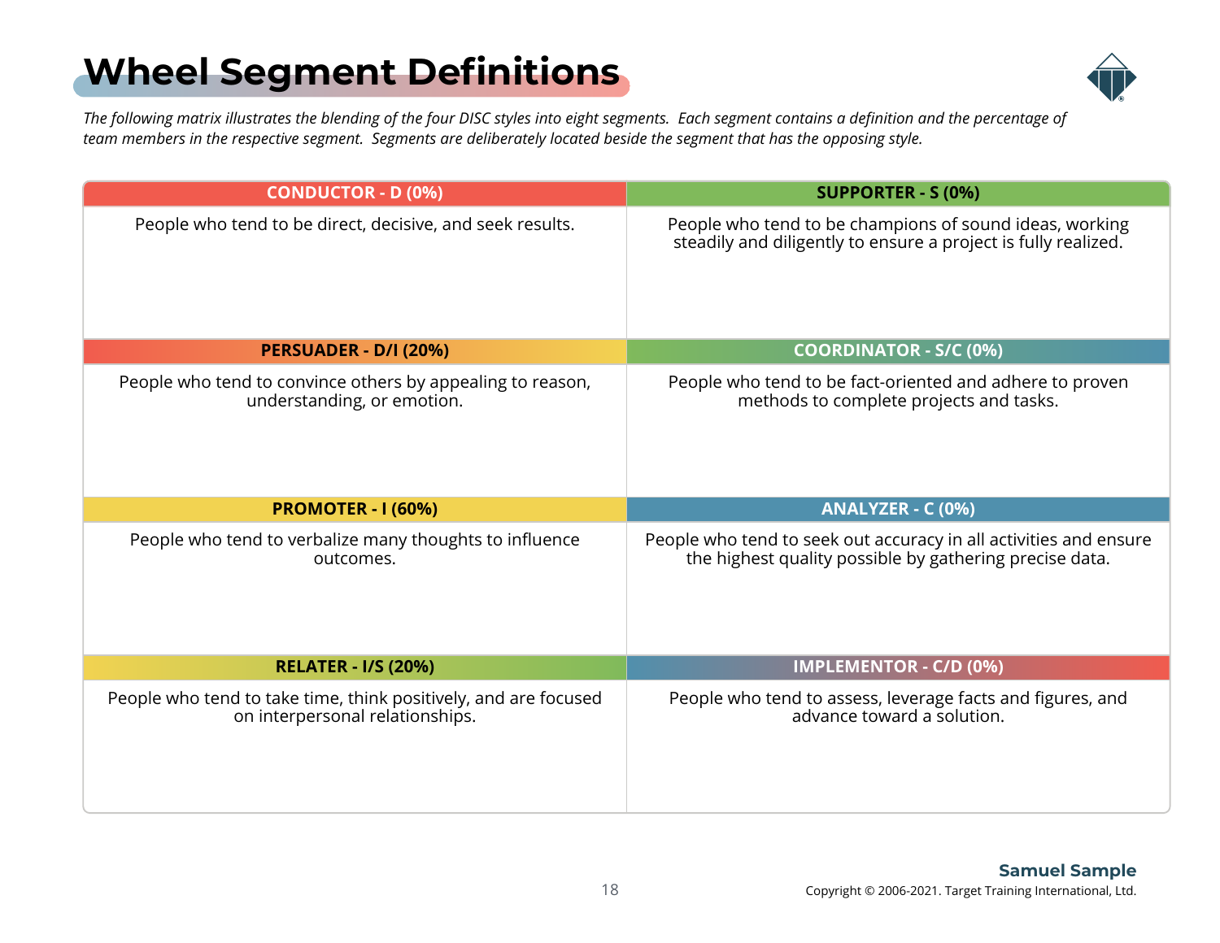# Wheel Segment Definitions

*The following matrix illustrates the blending of the four DISC styles into eight segments. Each segment contains a definition and the percentage of team members in the respective segment. Segments are deliberately located beside the segment that has the opposing style.*

| CONDUCTOR - D (0%) | SUPPORTER - S (0%) |
|---|---|
| People who tend to be direct, decisive, and seek results. | People who tend to be champions of sound ideas, working steadily and diligently to ensure a project is fully realized. |
| **PERSUADER - D/I (20%)** | **COORDINATOR - S/C (0%)** |
| People who tend to convince others by appealing to reason, understanding, or emotion. | People who tend to be fact-oriented and adhere to proven methods to complete projects and tasks. |
| **PROMOTER - I (60%)** | **ANALYZER - C (0%)** |
| People who tend to verbalize many thoughts to influence outcomes. | People who tend to seek out accuracy in all activities and ensure the highest quality possible by gathering precise data. |
| **RELATER - I/S (20%)** | **IMPLEMENTOR - C/D (0%)** |
| People who tend to take time, think positively, and are focused on interpersonal relationships. | People who tend to assess, leverage facts and figures, and advance toward a solution. |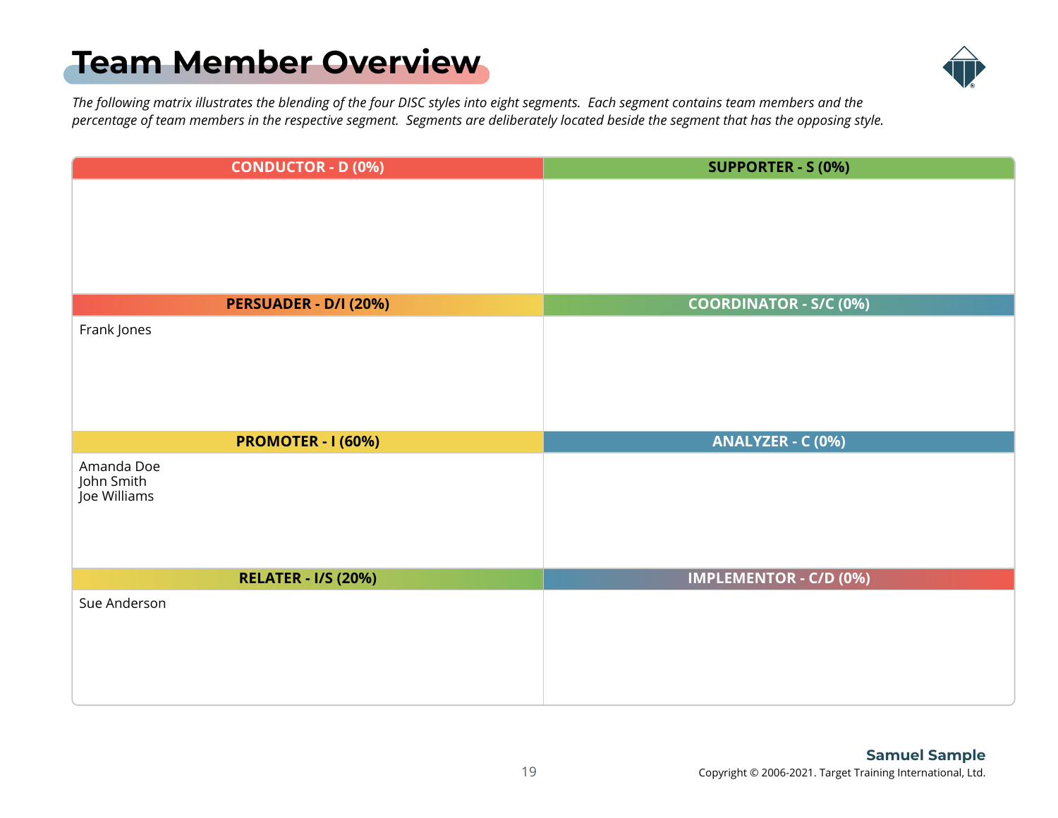# Team Member Overview

*The following matrix illustrates the blending of the four DISC styles into eight segments. Each segment contains team members and the percentage of team members in the respective segment. Segments are deliberately located beside the segment that has the opposing style.*

| CONDUCTOR - D (0%) | SUPPORTER - S (0%) |
|---|---|
| | |
| **PERSUADER - D/I (20%)** | **COORDINATOR - S/C (0%)** |
| Frank Jones | |
| **PROMOTER - I (60%)** | **ANALYZER - C (0%)** |
| Amanda Doe<br>John Smith<br>Joe Williams | |
| **RELATER - I/S (20%)** | **IMPLEMENTOR - C/D (0%)** |
| Sue Anderson | |

**Samuel Sample**
Copyright © 2006-2021. Target Training International, Ltd.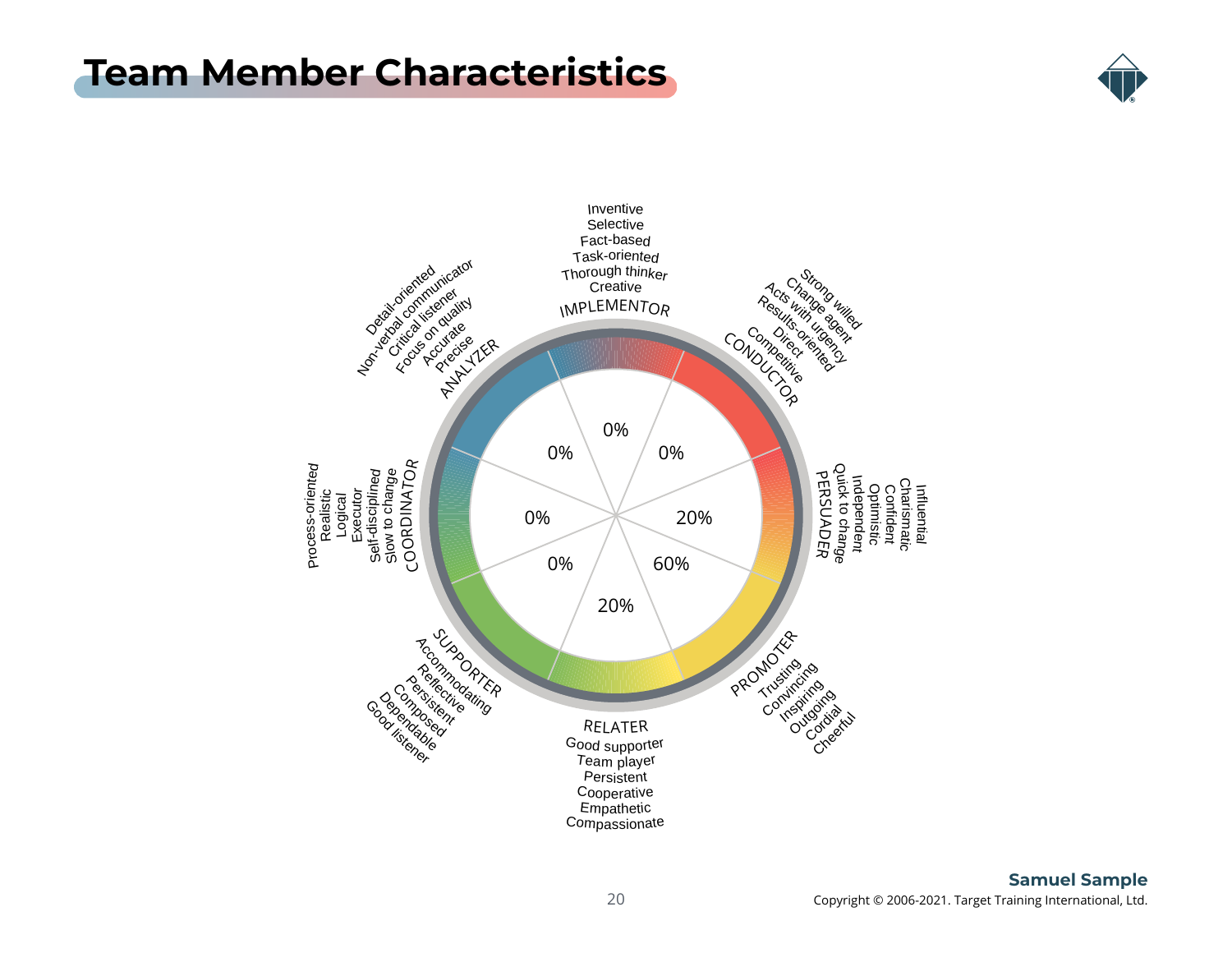# Team Member Characteristics

**IMPLEMENTOR** — 0%
- Inventive
- Selective
- Fact-based
- Task-oriented
- Thorough thinker
- Creative

**CONDUCTOR** — 0%
- Strong willed
- Change agent
- Acts with urgency
- Results-oriented
- Direct
- Competitive

**PERSUADER** — 20%
- Influential
- Charismatic
- Confident
- Optimistic
- Independent
- Quick to change

**PROMOTER** — 60%
- Trusting
- Convincing
- Inspiring
- Outgoing
- Cordial
- Cheerful

**RELATER** — 20%
- Good supporter
- Team player
- Persistent
- Cooperative
- Empathetic
- Compassionate

**SUPPORTER** — 0%
- Accommodating
- Reflective
- Persistent
- Composed
- Dependable
- Good listener

**COORDINATOR** — 0%
- Process-oriented
- Realistic
- Logical
- Executor
- Self-disciplined
- Slow to change

**ANALYZER** — 0%
- Detail-oriented
- Non-verbal communicator
- Critical listener
- Focus on quality
- Accurate
- Precise

**Samuel Sample**

Copyright © 2006-2021. Target Training International, Ltd.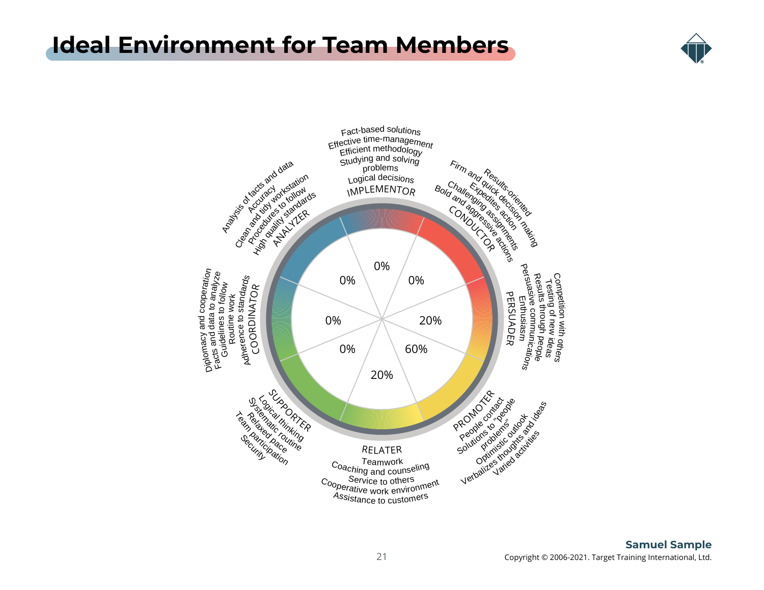# Ideal Environment for Team Members

**IMPLEMENTOR** — 0%
- Fact-based solutions
- Effective time-management
- Efficient methodology
- Studying and solving problems
- Logical decisions

**CONDUCTOR** — 0%
- Results-oriented
- Firm and quick decision making
- Expedites action
- Challenging assignments
- Bold and aggressive actions

**PERSUADER** — 20%
- Competition with others
- Testing of new ideas
- Results through people
- Persuasive communications
- Enthusiasm

**PROMOTER** — 60%
- People contact
- Solutions to "people problems"
- Optimistic outlook
- Verbalizes thoughts and ideas
- Varied activities

**RELATER** — 20%
- Teamwork
- Coaching and counseling
- Service to others
- Cooperative work environment
- Assistance to customers

**SUPPORTER** — 0%
- Logical thinking
- Systematic routine
- Relaxed pace
- Team participation
- Security

**COORDINATOR** — 0%
- Diplomacy and cooperation
- Facts and data to analyze
- Guidelines to follow
- Routine work
- Adherence to standards

**ANALYZER** — 0%
- Analysis of facts and data
- Accuracy
- Clean and tidy workstation
- Procedures to follow
- High quality standards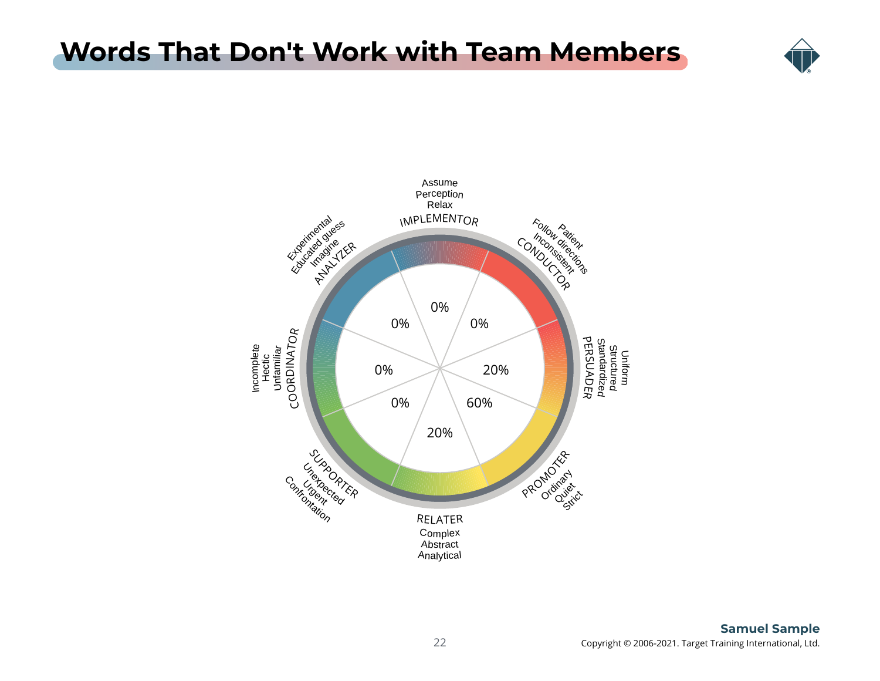# Words That Don't Work with Team Members

| Style | Words | Percentage |
|---|---|---|
| IMPLEMENTOR | Assume, Perception, Relax | 0% |
| CONDUCTOR | Patient, Follow directions, Inconsistent | 0% |
| PERSUADER | Uniform, Structured, Standardized | 20% |
| PROMOTER | Ordinary, Quiet, Strict | 60% |
| RELATER | Complex, Abstract, Analytical | 20% |
| SUPPORTER | Unexpected, Urgent, Confrontation | 0% |
| COORDINATOR | Incomplete, Hectic, Unfamiliar | 0% |
| ANALYZER | Experimental, Educated guess, Imagine | 0% |

**Samuel Sample**

Copyright © 2006-2021. Target Training International, Ltd.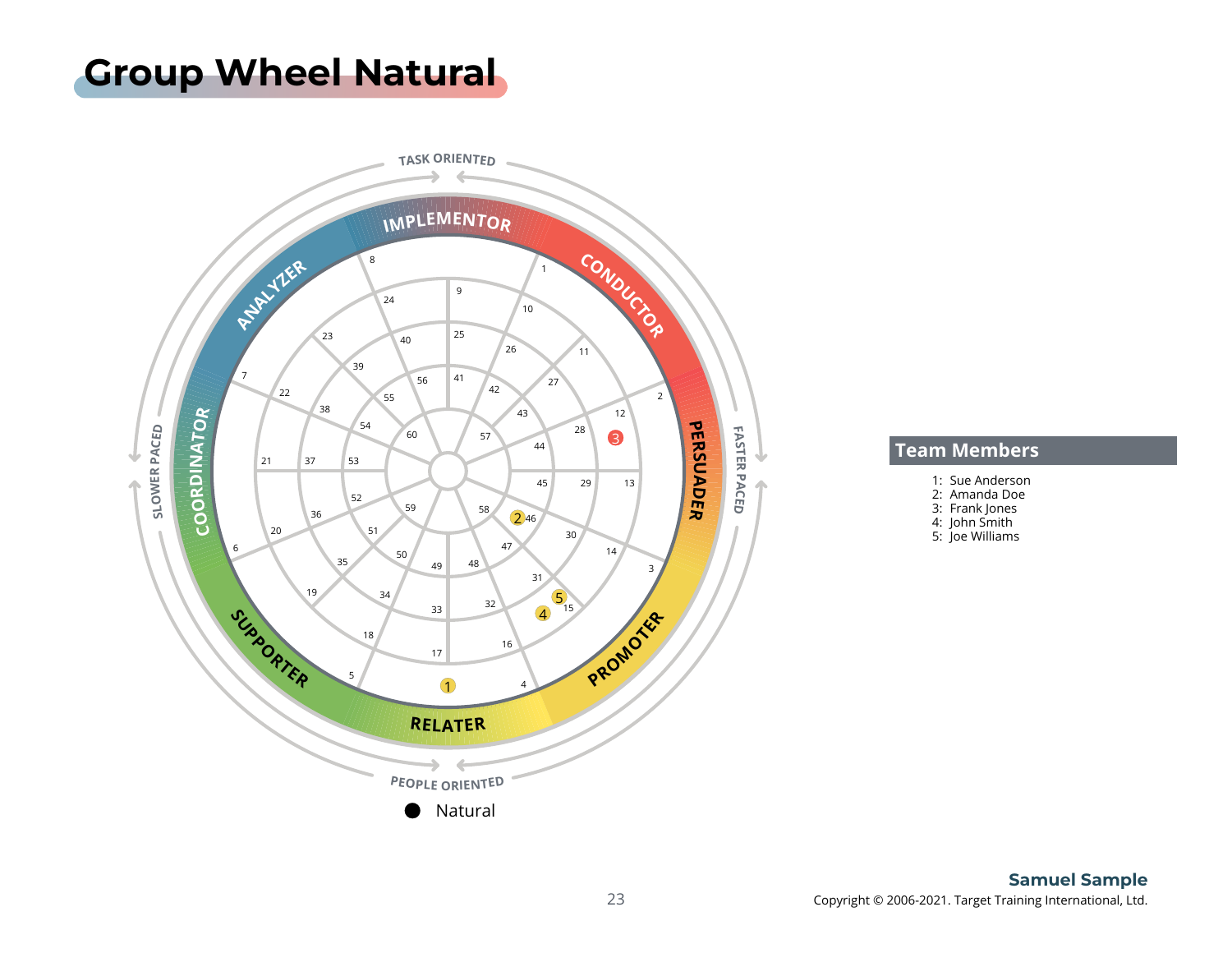# Group Wheel Natural

TASK ORIENTED

IMPLEMENTOR
CONDUCTOR
PERSUADER
PROMOTER
RELATER
SUPPORTER
COORDINATOR
ANALYZER

SLOWER PACED
FASTER PACED

PEOPLE ORIENTED

● Natural

## Team Members

1: Sue Anderson
2: Amanda Doe
3: Frank Jones
4: John Smith
5: Joe Williams

**Samuel Sample**

Copyright © 2006-2021. Target Training International, Ltd.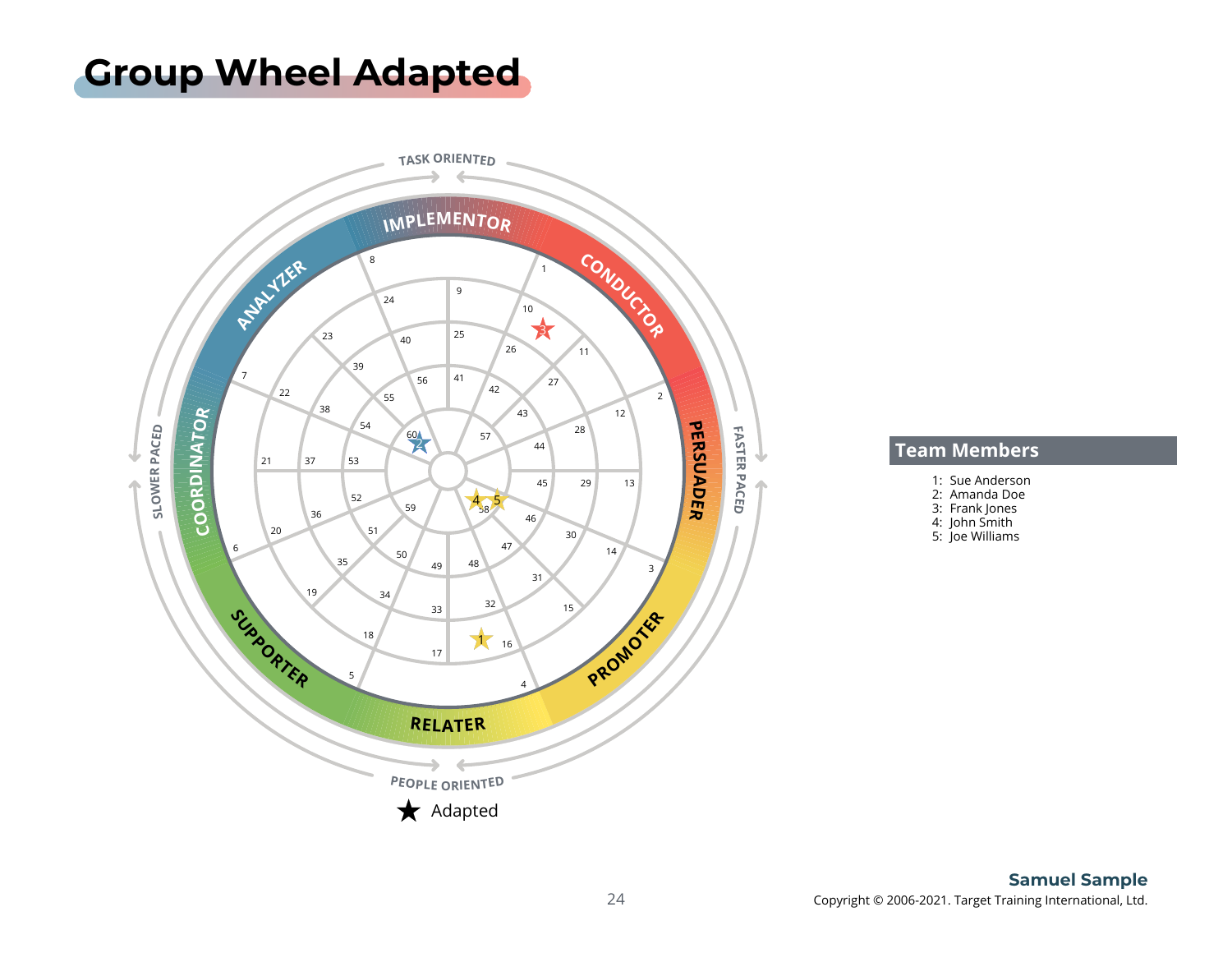# Group Wheel Adapted

★ Adapted

## Team Members

1: Sue Anderson
2: Amanda Doe
3: Frank Jones
4: John Smith
5: Joe Williams

**Samuel Sample**

Copyright © 2006-2021. Target Training International, Ltd.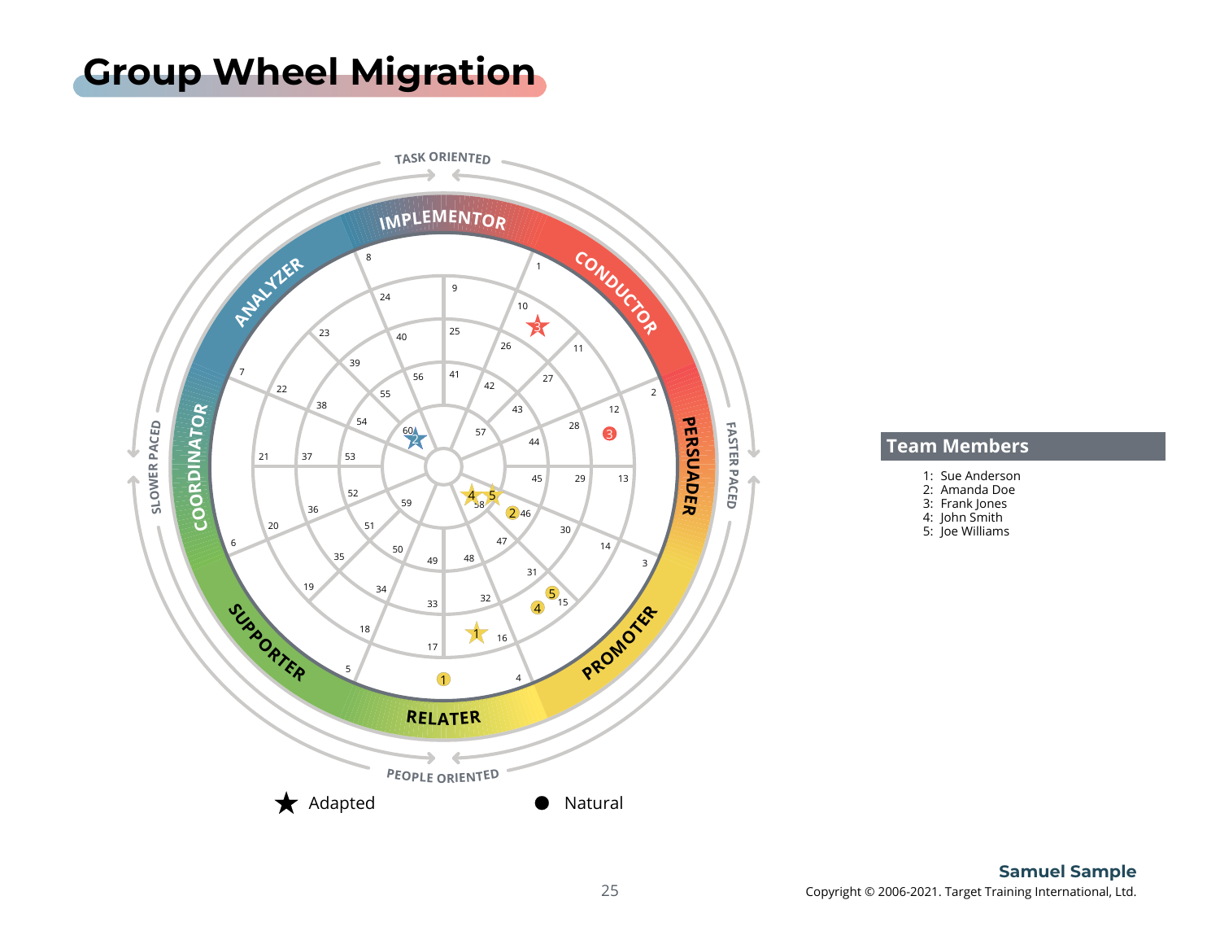# Group Wheel Migration

TASK ORIENTED

IMPLEMENTOR · CONDUCTOR · PERSUADER · PROMOTER · RELATER · SUPPORTER · COORDINATOR · ANALYZER

SLOWER PACED · FASTER PACED

PEOPLE ORIENTED

★ Adapted ● Natural

## Team Members

1: Sue Anderson
2: Amanda Doe
3: Frank Jones
4: John Smith
5: Joe Williams

**Samuel Sample**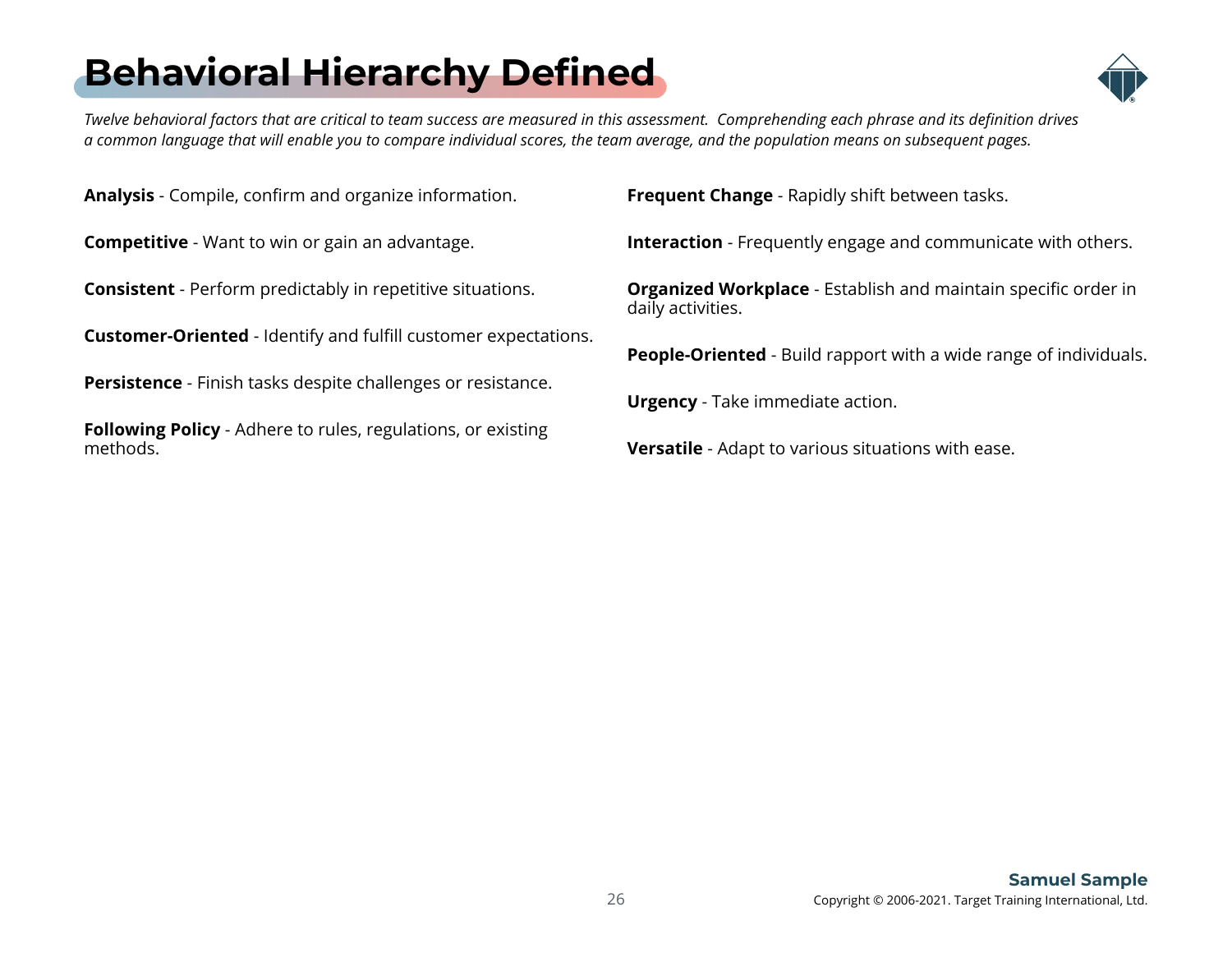# Behavioral Hierarchy Defined

*Twelve behavioral factors that are critical to team success are measured in this assessment. Comprehending each phrase and its definition drives a common language that will enable you to compare individual scores, the team average, and the population means on subsequent pages.*

**Analysis** - Compile, confirm and organize information.

**Competitive** - Want to win or gain an advantage.

**Consistent** - Perform predictably in repetitive situations.

**Customer-Oriented** - Identify and fulfill customer expectations.

**Persistence** - Finish tasks despite challenges or resistance.

**Following Policy** - Adhere to rules, regulations, or existing methods.

**Frequent Change** - Rapidly shift between tasks.

**Interaction** - Frequently engage and communicate with others.

**Organized Workplace** - Establish and maintain specific order in daily activities.

**People-Oriented** - Build rapport with a wide range of individuals.

**Urgency** - Take immediate action.

**Versatile** - Adapt to various situations with ease.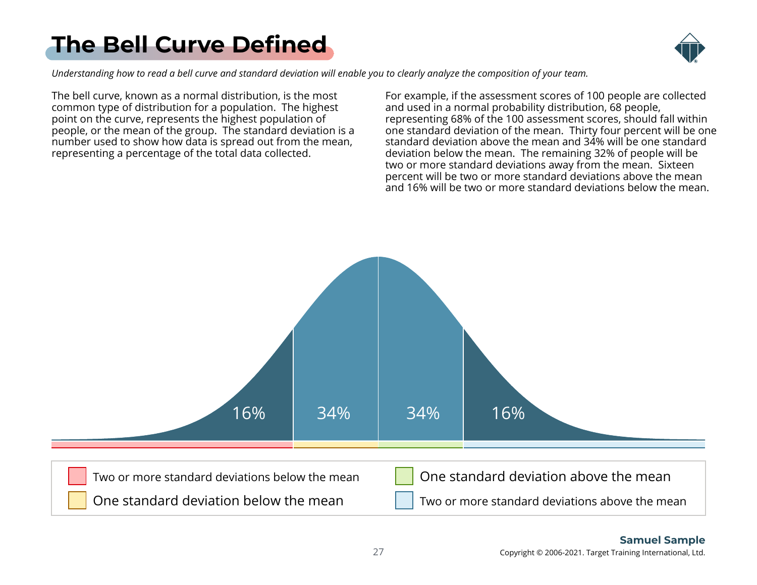# The Bell Curve Defined

*Understanding how to read a bell curve and standard deviation will enable you to clearly analyze the composition of your team.*

The bell curve, known as a normal distribution, is the most common type of distribution for a population. The highest point on the curve, represents the highest population of people, or the mean of the group. The standard deviation is a number used to show how data is spread out from the mean, representing a percentage of the total data collected.

For example, if the assessment scores of 100 people are collected and used in a normal probability distribution, 68 people, representing 68% of the 100 assessment scores, should fall within one standard deviation of the mean. Thirty four percent will be one standard deviation above the mean and 34% will be one standard deviation below the mean. The remaining 32% of people will be two or more standard deviations away from the mean. Sixteen percent will be two or more standard deviations above the mean and 16% will be two or more standard deviations below the mean.

16% | 34% | 34% | 16%

- Two or more standard deviations below the mean
- One standard deviation below the mean
- One standard deviation above the mean
- Two or more standard deviations above the mean

**Samuel Sample**

Copyright © 2006-2021. Target Training International, Ltd.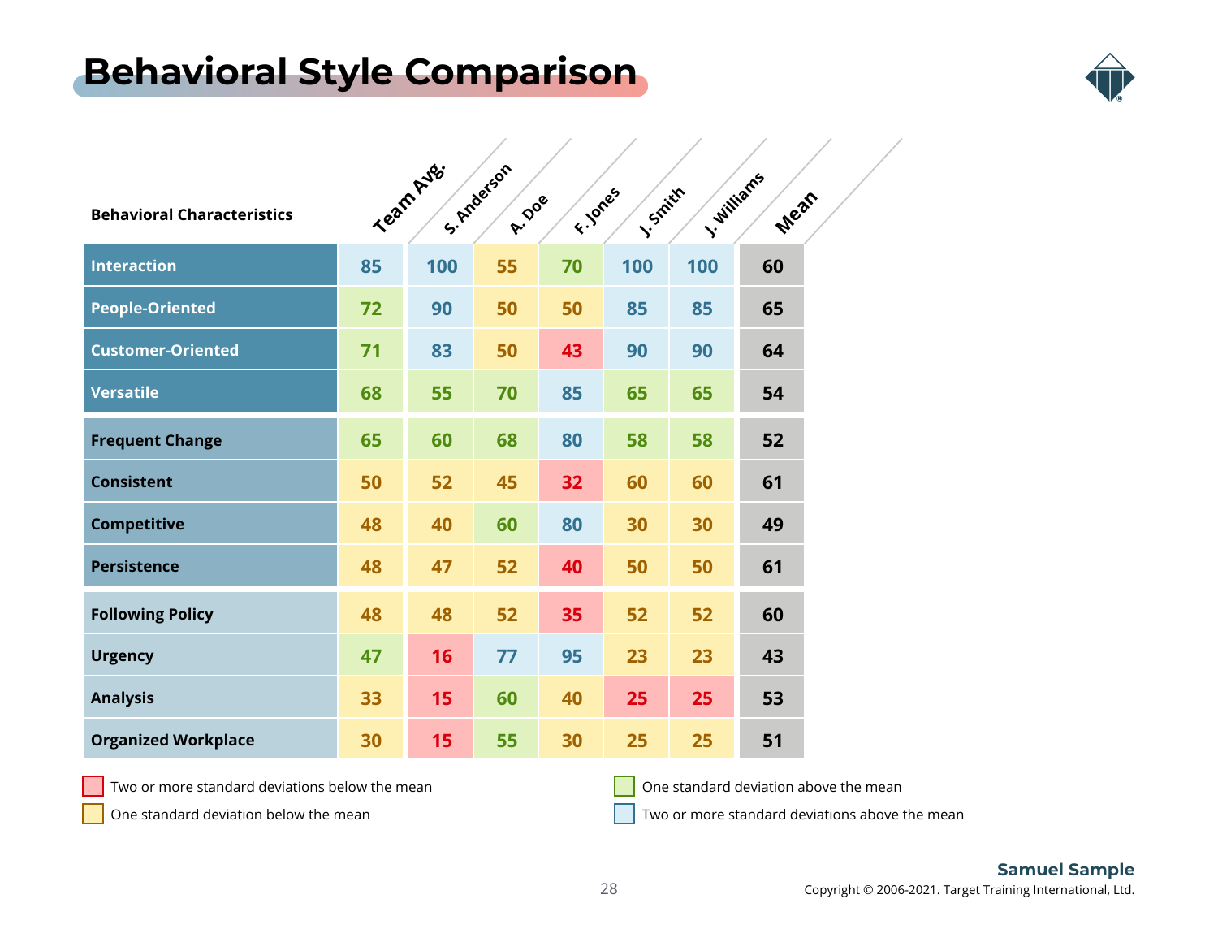# Behavioral Style Comparison

| Behavioral Characteristics | Team Avg. | S. Anderson | A. Doe | F. Jones | J. Smith | J. Williams | Mean |
|---|---|---|---|---|---|---|---|
| Interaction | 85 | 100 | 55 | 70 | 100 | 100 | 60 |
| People-Oriented | 72 | 90 | 50 | 50 | 85 | 85 | 65 |
| Customer-Oriented | 71 | 83 | 50 | 43 | 90 | 90 | 64 |
| Versatile | 68 | 55 | 70 | 85 | 65 | 65 | 54 |
| Frequent Change | 65 | 60 | 68 | 80 | 58 | 58 | 52 |
| Consistent | 50 | 52 | 45 | 32 | 60 | 60 | 61 |
| Competitive | 48 | 40 | 60 | 80 | 30 | 30 | 49 |
| Persistence | 48 | 47 | 52 | 40 | 50 | 50 | 61 |
| Following Policy | 48 | 48 | 52 | 35 | 52 | 52 | 60 |
| Urgency | 47 | 16 | 77 | 95 | 23 | 23 | 43 |
| Analysis | 33 | 15 | 60 | 40 | 25 | 25 | 53 |
| Organized Workplace | 30 | 15 | 55 | 30 | 25 | 25 | 51 |

- Two or more standard deviations below the mean
- One standard deviation below the mean
- One standard deviation above the mean
- Two or more standard deviations above the mean

**Samuel Sample**

Copyright © 2006-2021. Target Training International, Ltd.